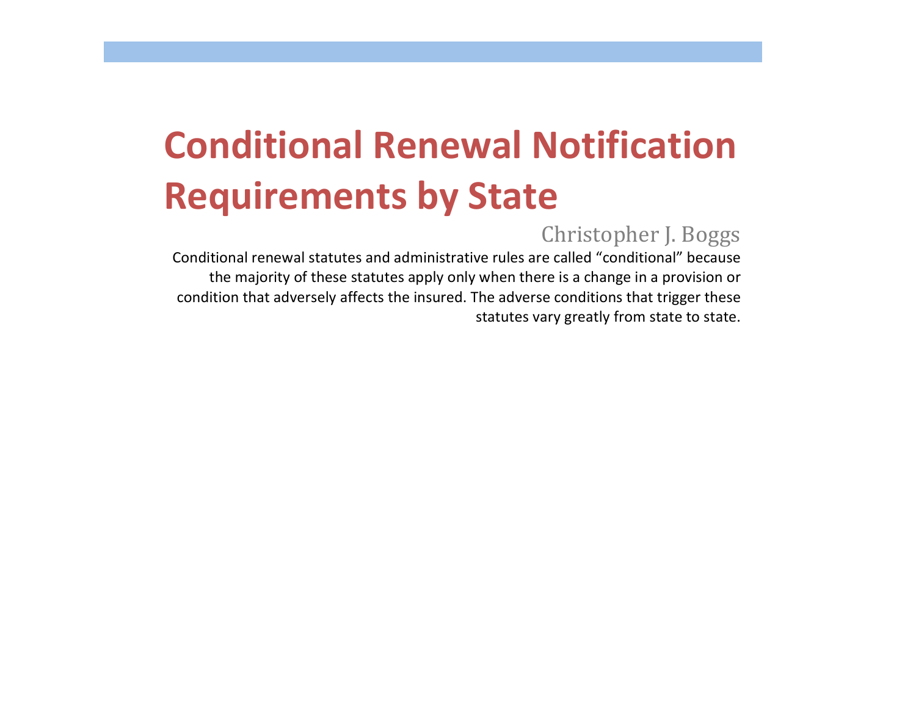# Conditional Renewal Notification Requirements by State

Christopher J. Boggs

Conditional renewal statutes and administrative rules are called “conditional” because the majority of these statutes apply only when there is a change in a provision or condition that adversely affects the insured. The adverse conditions that trigger these statutes vary greatly from state to state.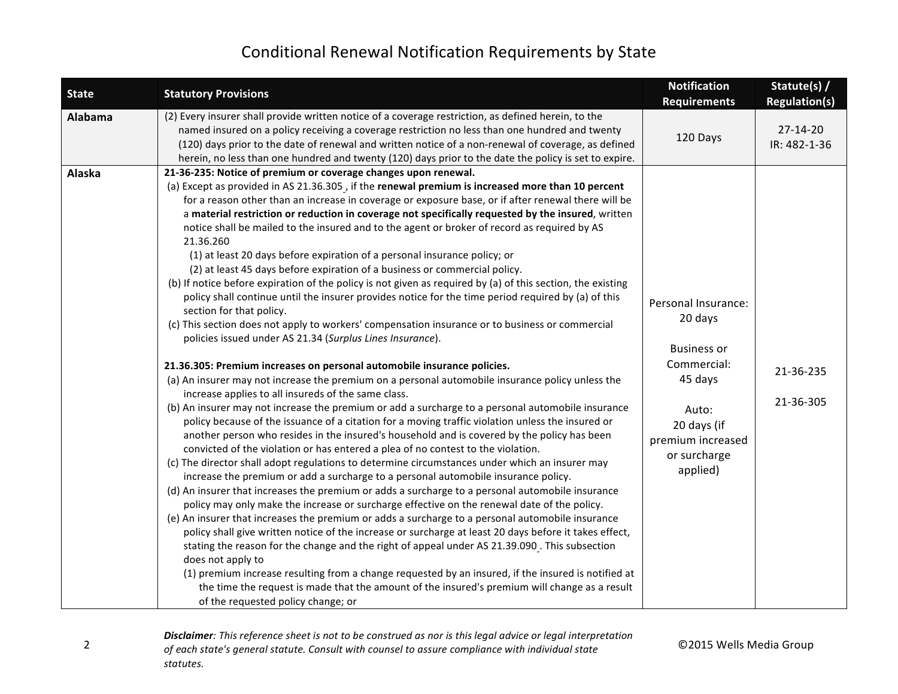# Conditional Renewal Notification Requirements by State

| State | Statutory Provisions | Notification Requirements | Statute(s) / Regulation(s) |
|---|---|---|---|
| **Alabama** | (2) Every insurer shall provide written notice of a coverage restriction, as defined herein, to the named insured on a policy receiving a coverage restriction no less than one hundred and twenty (120) days prior to the date of renewal and written notice of a non-renewal of coverage, as defined herein, no less than one hundred and twenty (120) days prior to the date the policy is set to expire. | 120 Days | 27-14-20<br>IR: 482-1-36 |
| **Alaska** | **21-36-235: Notice of premium or coverage changes upon renewal.**<br>(a) Except as provided in AS 21.36.305, if the **renewal premium is increased more than 10 percent** for a reason other than an increase in coverage or exposure base, or if after renewal there will be a **material restriction or reduction in coverage not specifically requested by the insured**, written notice shall be mailed to the insured and to the agent or broker of record as required by AS 21.36.260<br>(1) at least 20 days before expiration of a personal insurance policy; or<br>(2) at least 45 days before expiration of a business or commercial policy.<br>(b) If notice before expiration of the policy is not given as required by (a) of this section, the existing policy shall continue until the insurer provides notice for the time period required by (a) of this section for that policy.<br>(c) This section does not apply to workers' compensation insurance or to business or commercial policies issued under AS 21.34 (*Surplus Lines Insurance*).<br><br>**21.36.305: Premium increases on personal automobile insurance policies.**<br>(a) An insurer may not increase the premium on a personal automobile insurance policy unless the increase applies to all insureds of the same class.<br>(b) An insurer may not increase the premium or add a surcharge to a personal automobile insurance policy because of the issuance of a citation for a moving traffic violation unless the insured or another person who resides in the insured's household and is covered by the policy has been convicted of the violation or has entered a plea of no contest to the violation.<br>(c) The director shall adopt regulations to determine circumstances under which an insurer may increase the premium or add a surcharge to a personal automobile insurance policy.<br>(d) An insurer that increases the premium or adds a surcharge to a personal automobile insurance policy may only make the increase or surcharge effective on the renewal date of the policy.<br>(e) An insurer that increases the premium or adds a surcharge to a personal automobile insurance policy shall give written notice of the increase or surcharge at least 20 days before it takes effect, stating the reason for the change and the right of appeal under AS 21.39.090. This subsection does not apply to<br>(1) premium increase resulting from a change requested by an insured, if the insured is notified at the time the request is made that the amount of the insured's premium will change as a result of the requested policy change; or | Personal Insurance: 20 days<br><br>Business or Commercial: 45 days<br><br>Auto: 20 days (if premium increased or surcharge applied) | 21-36-235<br><br>21-36-305 |

*Disclaimer: This reference sheet is not to be construed as nor is this legal advice or legal interpretation of each state's general statute. Consult with counsel to assure compliance with individual state statutes.*

©2015 Wells Media Group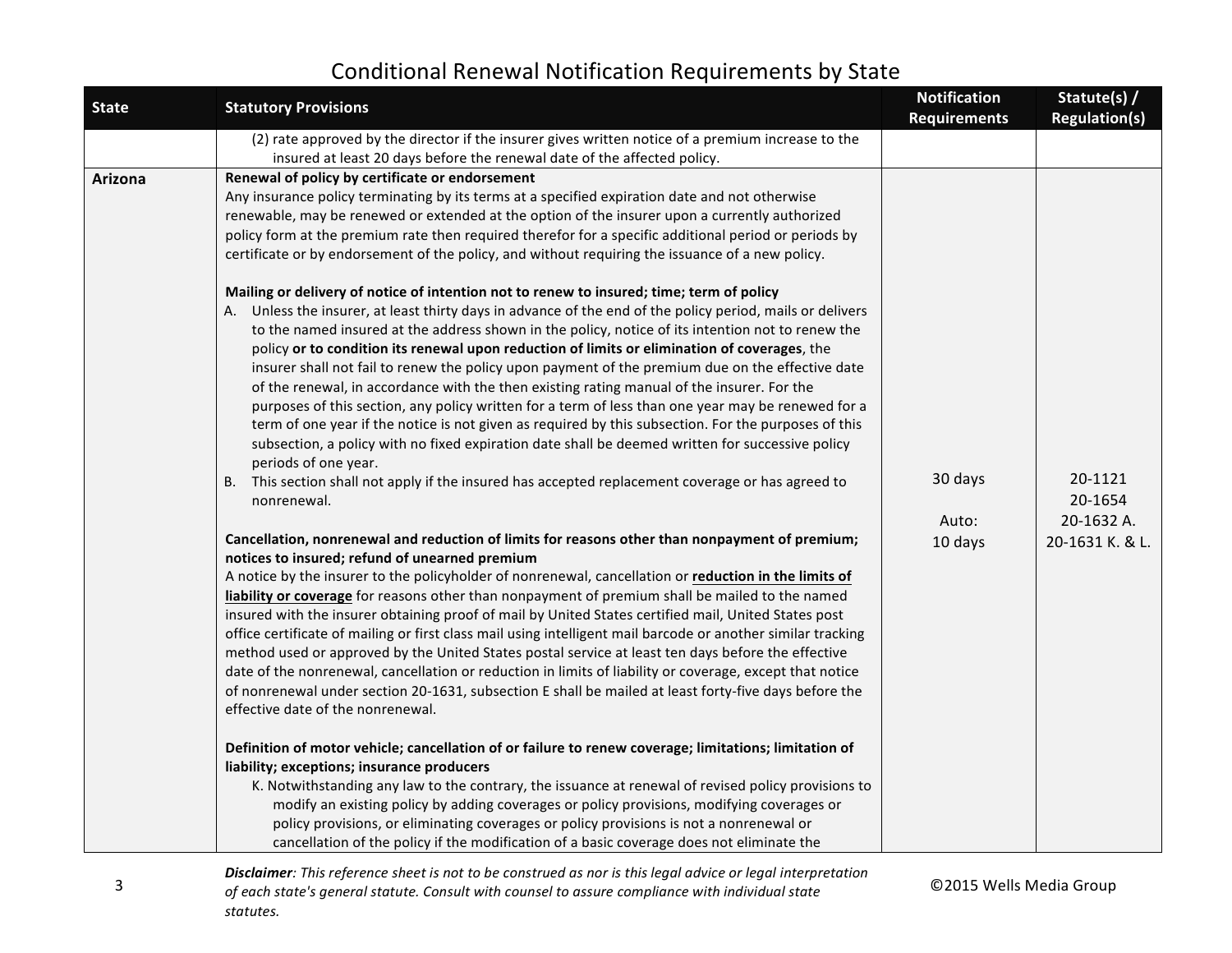# Conditional Renewal Notification Requirements by State

| State | Statutory Provisions | Notification Requirements | Statute(s) / Regulation(s) |
|---|---|---|---|
| | (2) rate approved by the director if the insurer gives written notice of a premium increase to the insured at least 20 days before the renewal date of the affected policy. | | |
| **Arizona** | **Renewal of policy by certificate or endorsement**<br>Any insurance policy terminating by its terms at a specified expiration date and not otherwise renewable, may be renewed or extended at the option of the insurer upon a currently authorized policy form at the premium rate then required therefor for a specific additional period or periods by certificate or by endorsement of the policy, and without requiring the issuance of a new policy.<br><br>**Mailing or delivery of notice of intention not to renew to insured; time; term of policy**<br>A. Unless the insurer, at least thirty days in advance of the end of the policy period, mails or delivers to the named insured at the address shown in the policy, notice of its intention not to renew the policy **or to condition its renewal upon reduction of limits or elimination of coverages**, the insurer shall not fail to renew the policy upon payment of the premium due on the effective date of the renewal, in accordance with the then existing rating manual of the insurer. For the purposes of this section, any policy written for a term of less than one year may be renewed for a term of one year if the notice is not given as required by this subsection. For the purposes of this subsection, a policy with no fixed expiration date shall be deemed written for successive policy periods of one year.<br>B. This section shall not apply if the insured has accepted replacement coverage or has agreed to nonrenewal.<br><br>**Cancellation, nonrenewal and reduction of limits for reasons other than nonpayment of premium; notices to insured; refund of unearned premium**<br>A notice by the insurer to the policyholder of nonrenewal, cancellation or **reduction in the limits of liability or coverage** for reasons other than nonpayment of premium shall be mailed to the named insured with the insurer obtaining proof of mail by United States certified mail, United States post office certificate of mailing or first class mail using intelligent mail barcode or another similar tracking method used or approved by the United States postal service at least ten days before the effective date of the nonrenewal, cancellation or reduction in limits of liability or coverage, except that notice of nonrenewal under section 20-1631, subsection E shall be mailed at least forty-five days before the effective date of the nonrenewal.<br><br>**Definition of motor vehicle; cancellation of or failure to renew coverage; limitations; limitation of liability; exceptions; insurance producers**<br>K. Notwithstanding any law to the contrary, the issuance at renewal of revised policy provisions to modify an existing policy by adding coverages or policy provisions, modifying coverages or policy provisions, or eliminating coverages or policy provisions is not a nonrenewal or cancellation of the policy if the modification of a basic coverage does not eliminate the | 30 days<br><br>Auto:<br>10 days | 20-1121<br>20-1654<br>20-1632 A.<br>20-1631 K. & L. |

*Disclaimer: This reference sheet is not to be construed as nor is this legal advice or legal interpretation of each state's general statute. Consult with counsel to assure compliance with individual state statutes.*

©2015 Wells Media Group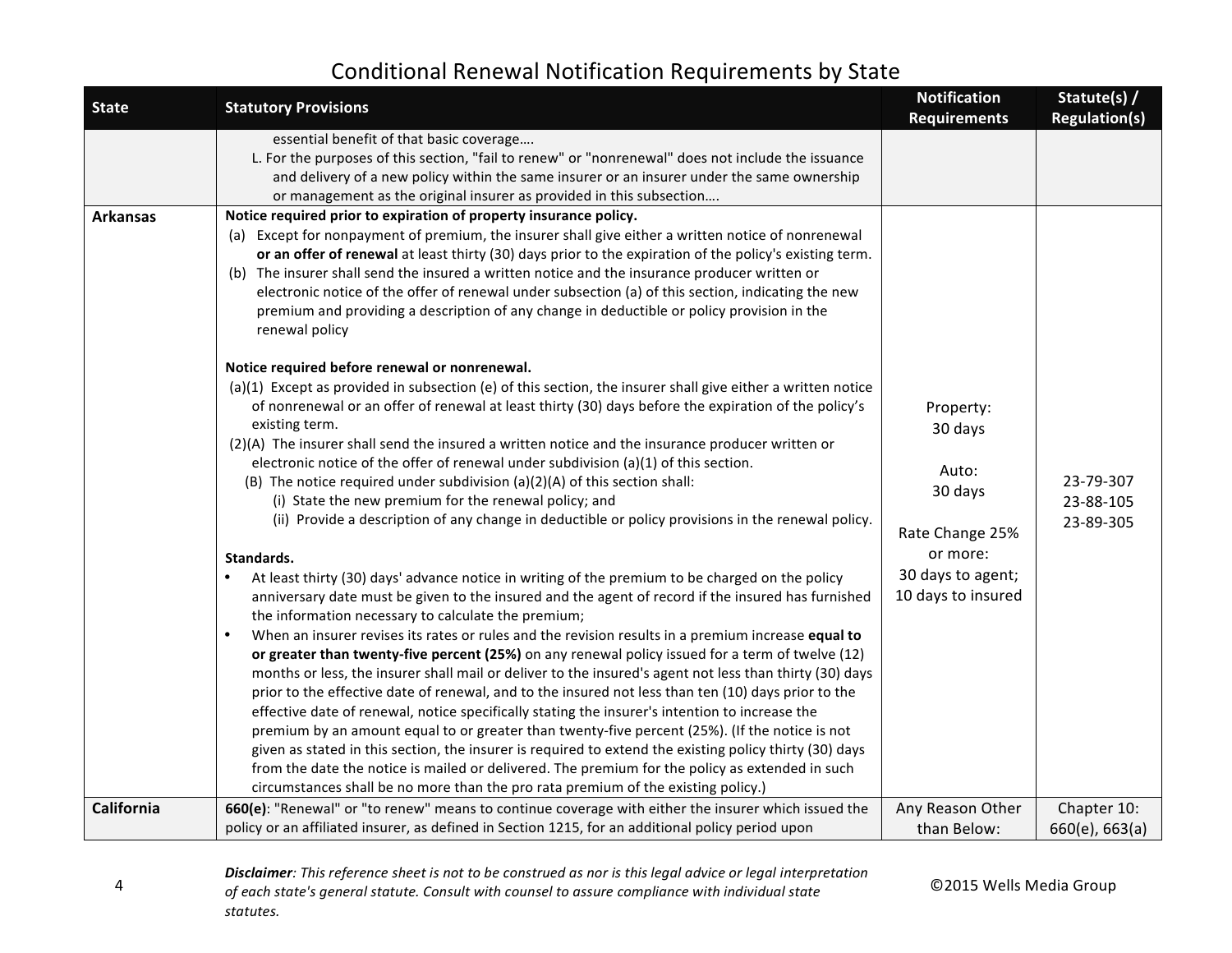# Conditional Renewal Notification Requirements by State

| State | Statutory Provisions | Notification Requirements | Statute(s) / Regulation(s) |
|---|---|---|---|
| | essential benefit of that basic coverage….<br>L. For the purposes of this section, "fail to renew" or "nonrenewal" does not include the issuance and delivery of a new policy within the same insurer or an insurer under the same ownership or management as the original insurer as provided in this subsection…. | | |
| **Arkansas** | **Notice required prior to expiration of property insurance policy.**<br>(a) Except for nonpayment of premium, the insurer shall give either a written notice of nonrenewal **or an offer of renewal** at least thirty (30) days prior to the expiration of the policy's existing term.<br>(b) The insurer shall send the insured a written notice and the insurance producer written or electronic notice of the offer of renewal under subsection (a) of this section, indicating the new premium and providing a description of any change in deductible or policy provision in the renewal policy<br><br>**Notice required before renewal or nonrenewal.**<br>(a)(1) Except as provided in subsection (e) of this section, the insurer shall give either a written notice of nonrenewal or an offer of renewal at least thirty (30) days before the expiration of the policy's existing term.<br>(2)(A) The insurer shall send the insured a written notice and the insurance producer written or electronic notice of the offer of renewal under subdivision (a)(1) of this section.<br>(B) The notice required under subdivision (a)(2)(A) of this section shall:<br>(i) State the new premium for the renewal policy; and<br>(ii) Provide a description of any change in deductible or policy provisions in the renewal policy.<br><br>**Standards.**<br>• At least thirty (30) days' advance notice in writing of the premium to be charged on the policy anniversary date must be given to the insured and the agent of record if the insured has furnished the information necessary to calculate the premium;<br>• When an insurer revises its rates or rules and the revision results in a premium increase **equal to or greater than twenty-five percent (25%)** on any renewal policy issued for a term of twelve (12) months or less, the insurer shall mail or deliver to the insured's agent not less than thirty (30) days prior to the effective date of renewal, and to the insured not less than ten (10) days prior to the effective date of renewal, notice specifically stating the insurer's intention to increase the premium by an amount equal to or greater than twenty-five percent (25%). (If the notice is not given as stated in this section, the insurer is required to extend the existing policy thirty (30) days from the date the notice is mailed or delivered. The premium for the policy as extended in such circumstances shall be no more than the pro rata premium of the existing policy.) | Property:<br>30 days<br><br>Auto:<br>30 days<br><br>Rate Change 25% or more:<br>30 days to agent;<br>10 days to insured | 23-79-307<br>23-88-105<br>23-89-305 |
| **California** | **660(e)**: "Renewal" or "to renew" means to continue coverage with either the insurer which issued the policy or an affiliated insurer, as defined in Section 1215, for an additional policy period upon | Any Reason Other than Below: | Chapter 10:<br>660(e), 663(a) |

*Disclaimer: This reference sheet is not to be construed as nor is this legal advice or legal interpretation of each state's general statute. Consult with counsel to assure compliance with individual state statutes.*

©2015 Wells Media Group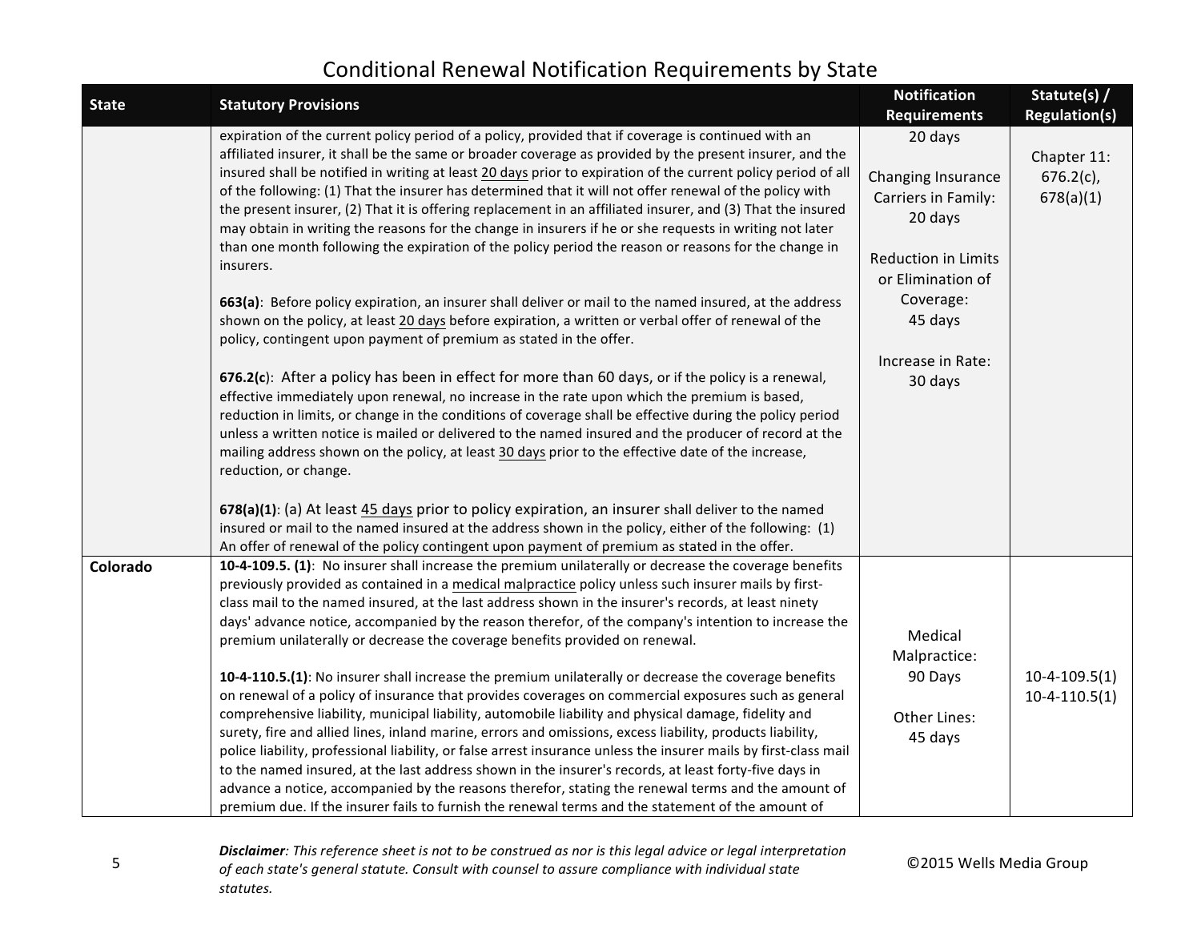# Conditional Renewal Notification Requirements by State

| State | Statutory Provisions | Notification Requirements | Statute(s) / Regulation(s) |
|---|---|---|---|
| | expiration of the current policy period of a policy, provided that if coverage is continued with an affiliated insurer, it shall be the same or broader coverage as provided by the present insurer, and the insured shall be notified in writing at least <u>20 days</u> prior to expiration of the current policy period of all of the following: (1) That the insurer has determined that it will not offer renewal of the policy with the present insurer, (2) That it is offering replacement in an affiliated insurer, and (3) That the insured may obtain in writing the reasons for the change in insurers if he or she requests in writing not later than one month following the expiration of the policy period the reason or reasons for the change in insurers.<br><br>**663(a)**: Before policy expiration, an insurer shall deliver or mail to the named insured, at the address shown on the policy, at least <u>20 days</u> before expiration, a written or verbal offer of renewal of the policy, contingent upon payment of premium as stated in the offer.<br><br>**676.2(c)**: After a policy has been in effect for more than 60 days, or if the policy is a renewal, effective immediately upon renewal, no increase in the rate upon which the premium is based, reduction in limits, or change in the conditions of coverage shall be effective during the policy period unless a written notice is mailed or delivered to the named insured and the producer of record at the mailing address shown on the policy, at least <u>30 days</u> prior to the effective date of the increase, reduction, or change.<br><br>**678(a)(1)**: (a) At least <u>45 days</u> prior to policy expiration, an insurer shall deliver to the named insured or mail to the named insured at the address shown in the policy, either of the following: (1) An offer of renewal of the policy contingent upon payment of premium as stated in the offer. | 20 days<br><br>Changing Insurance Carriers in Family: 20 days<br><br>Reduction in Limits or Elimination of Coverage: 45 days<br><br>Increase in Rate: 30 days | Chapter 11: 676.2(c), 678(a)(1) |
| **Colorado** | **10-4-109.5. (1)**: No insurer shall increase the premium unilaterally or decrease the coverage benefits previously provided as contained in a <u>medical malpractice</u> policy unless such insurer mails by first-class mail to the named insured, at the last address shown in the insurer's records, at least ninety days' advance notice, accompanied by the reason therefor, of the company's intention to increase the premium unilaterally or decrease the coverage benefits provided on renewal.<br><br>**10-4-110.5.(1)**: No insurer shall increase the premium unilaterally or decrease the coverage benefits on renewal of a policy of insurance that provides coverages on commercial exposures such as general comprehensive liability, municipal liability, automobile liability and physical damage, fidelity and surety, fire and allied lines, inland marine, errors and omissions, excess liability, products liability, police liability, professional liability, or false arrest insurance unless the insurer mails by first-class mail to the named insured, at the last address shown in the insurer's records, at least forty-five days in advance a notice, accompanied by the reasons therefor, stating the renewal terms and the amount of premium due. If the insurer fails to furnish the renewal terms and the statement of the amount of | Medical Malpractice: 90 Days<br><br>Other Lines: 45 days | 10-4-109.5(1)<br>10-4-110.5(1) |

*Disclaimer: This reference sheet is not to be construed as nor is this legal advice or legal interpretation of each state's general statute. Consult with counsel to assure compliance with individual state statutes.*

©2015 Wells Media Group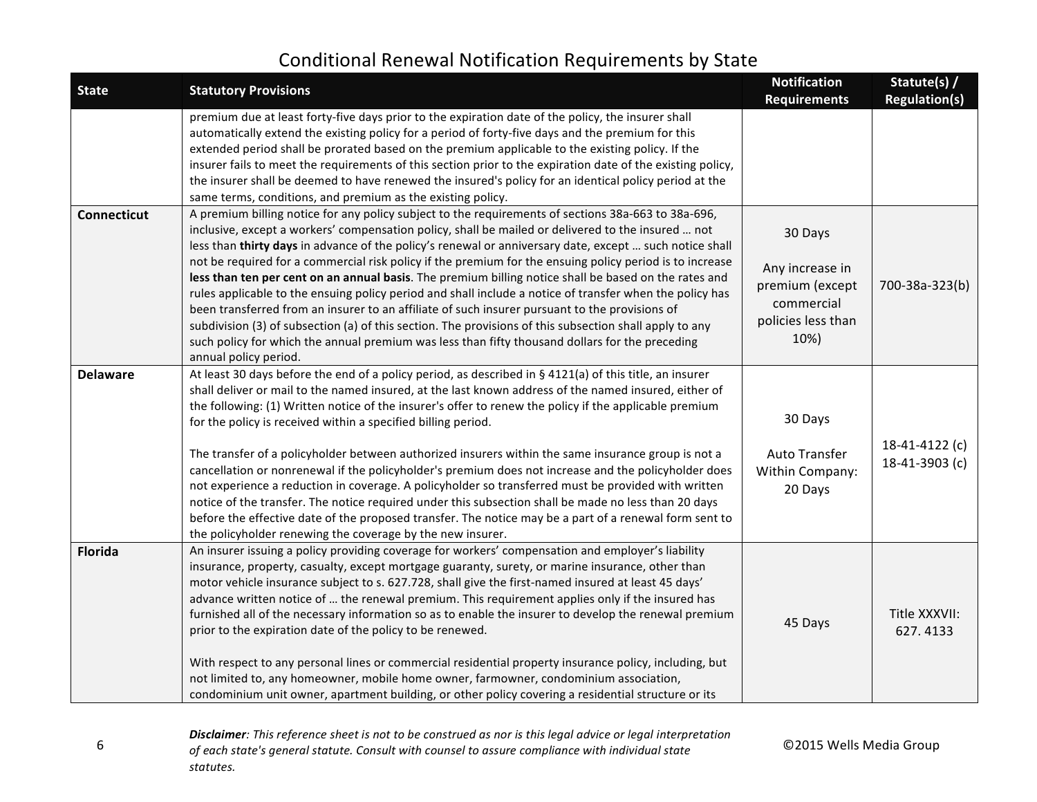# Conditional Renewal Notification Requirements by State

| State | Statutory Provisions | Notification Requirements | Statute(s) / Regulation(s) |
|---|---|---|---|
| | premium due at least forty-five days prior to the expiration date of the policy, the insurer shall automatically extend the existing policy for a period of forty-five days and the premium for this extended period shall be prorated based on the premium applicable to the existing policy. If the insurer fails to meet the requirements of this section prior to the expiration date of the existing policy, the insurer shall be deemed to have renewed the insured's policy for an identical policy period at the same terms, conditions, and premium as the existing policy. | | |
| **Connecticut** | A premium billing notice for any policy subject to the requirements of sections 38a-663 to 38a-696, inclusive, except a workers' compensation policy, shall be mailed or delivered to the insured … not less than **thirty days** in advance of the policy's renewal or anniversary date, except … such notice shall not be required for a commercial risk policy if the premium for the ensuing policy period is to increase **less than ten per cent on an annual basis**. The premium billing notice shall be based on the rates and rules applicable to the ensuing policy period and shall include a notice of transfer when the policy has been transferred from an insurer to an affiliate of such insurer pursuant to the provisions of subdivision (3) of subsection (a) of this section. The provisions of this subsection shall apply to any such policy for which the annual premium was less than fifty thousand dollars for the preceding annual policy period. | 30 Days<br><br>Any increase in premium (except commercial policies less than 10%) | 700-38a-323(b) |
| **Delaware** | At least 30 days before the end of a policy period, as described in § 4121(a) of this title, an insurer shall deliver or mail to the named insured, at the last known address of the named insured, either of the following: (1) Written notice of the insurer's offer to renew the policy if the applicable premium for the policy is received within a specified billing period.<br><br>The transfer of a policyholder between authorized insurers within the same insurance group is not a cancellation or nonrenewal if the policyholder's premium does not increase and the policyholder does not experience a reduction in coverage. A policyholder so transferred must be provided with written notice of the transfer. The notice required under this subsection shall be made no less than 20 days before the effective date of the proposed transfer. The notice may be a part of a renewal form sent to the policyholder renewing the coverage by the new insurer. | 30 Days<br><br>Auto Transfer Within Company: 20 Days | 18-41-4122 (c)<br>18-41-3903 (c) |
| **Florida** | An insurer issuing a policy providing coverage for workers' compensation and employer's liability insurance, property, casualty, except mortgage guaranty, surety, or marine insurance, other than motor vehicle insurance subject to s. 627.728, shall give the first-named insured at least 45 days' advance written notice of … the renewal premium. This requirement applies only if the insured has furnished all of the necessary information so as to enable the insurer to develop the renewal premium prior to the expiration date of the policy to be renewed.<br><br>With respect to any personal lines or commercial residential property insurance policy, including, but not limited to, any homeowner, mobile home owner, farmowner, condominium association, condominium unit owner, apartment building, or other policy covering a residential structure or its | 45 Days | Title XXXVII: 627. 4133 |

*Disclaimer: This reference sheet is not to be construed as nor is this legal advice or legal interpretation of each state's general statute. Consult with counsel to assure compliance with individual state statutes.*

©2015 Wells Media Group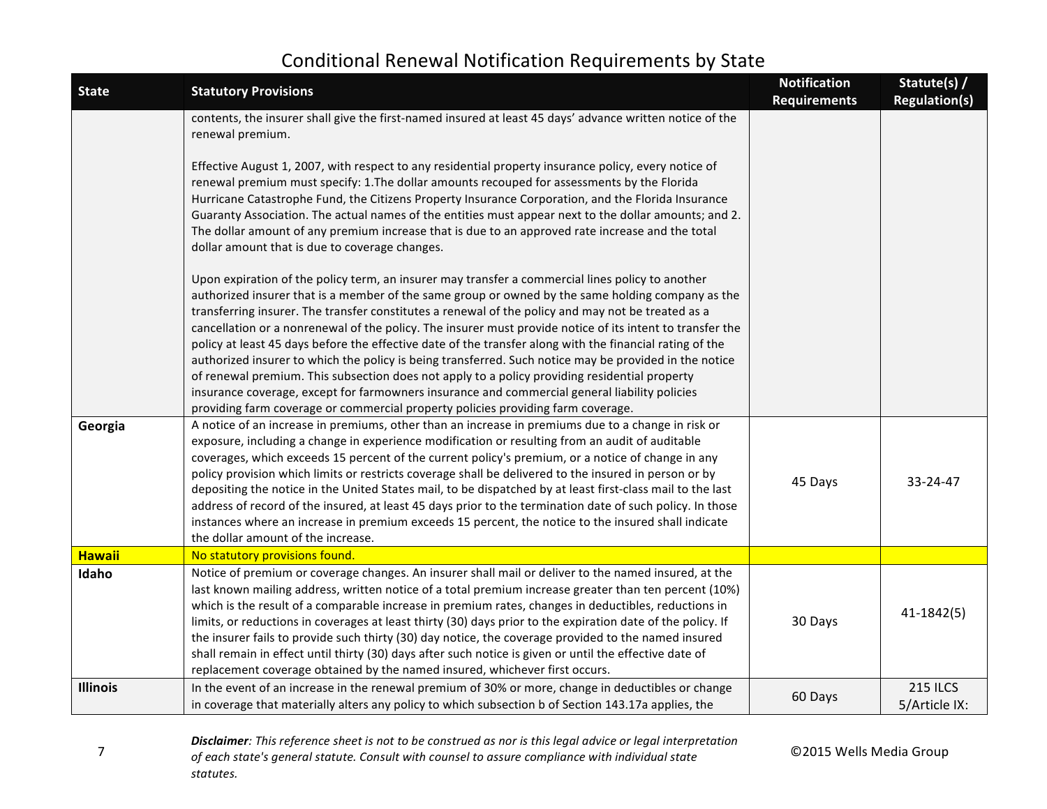# Conditional Renewal Notification Requirements by State

| State | Statutory Provisions | Notification Requirements | Statute(s) / Regulation(s) |
|---|---|---|---|
| | contents, the insurer shall give the first-named insured at least 45 days' advance written notice of the renewal premium.<br><br>Effective August 1, 2007, with respect to any residential property insurance policy, every notice of renewal premium must specify: 1.The dollar amounts recouped for assessments by the Florida Hurricane Catastrophe Fund, the Citizens Property Insurance Corporation, and the Florida Insurance Guaranty Association. The actual names of the entities must appear next to the dollar amounts; and 2. The dollar amount of any premium increase that is due to an approved rate increase and the total dollar amount that is due to coverage changes.<br><br>Upon expiration of the policy term, an insurer may transfer a commercial lines policy to another authorized insurer that is a member of the same group or owned by the same holding company as the transferring insurer. The transfer constitutes a renewal of the policy and may not be treated as a cancellation or a nonrenewal of the policy. The insurer must provide notice of its intent to transfer the policy at least 45 days before the effective date of the transfer along with the financial rating of the authorized insurer to which the policy is being transferred. Such notice may be provided in the notice of renewal premium. This subsection does not apply to a policy providing residential property insurance coverage, except for farmowners insurance and commercial general liability policies providing farm coverage or commercial property policies providing farm coverage. | | |
| **Georgia** | A notice of an increase in premiums, other than an increase in premiums due to a change in risk or exposure, including a change in experience modification or resulting from an audit of auditable coverages, which exceeds 15 percent of the current policy's premium, or a notice of change in any policy provision which limits or restricts coverage shall be delivered to the insured in person or by depositing the notice in the United States mail, to be dispatched by at least first-class mail to the last address of record of the insured, at least 45 days prior to the termination date of such policy. In those instances where an increase in premium exceeds 15 percent, the notice to the insured shall indicate the dollar amount of the increase. | 45 Days | 33-24-47 |
| **Hawaii** | No statutory provisions found. | | |
| **Idaho** | Notice of premium or coverage changes. An insurer shall mail or deliver to the named insured, at the last known mailing address, written notice of a total premium increase greater than ten percent (10%) which is the result of a comparable increase in premium rates, changes in deductibles, reductions in limits, or reductions in coverages at least thirty (30) days prior to the expiration date of the policy. If the insurer fails to provide such thirty (30) day notice, the coverage provided to the named insured shall remain in effect until thirty (30) days after such notice is given or until the effective date of replacement coverage obtained by the named insured, whichever first occurs. | 30 Days | 41-1842(5) |
| **Illinois** | In the event of an increase in the renewal premium of 30% or more, change in deductibles or change in coverage that materially alters any policy to which subsection b of Section 143.17a applies, the | 60 Days | 215 ILCS 5/Article IX: |

*Disclaimer: This reference sheet is not to be construed as nor is this legal advice or legal interpretation of each state's general statute. Consult with counsel to assure compliance with individual state statutes.*

©2015 Wells Media Group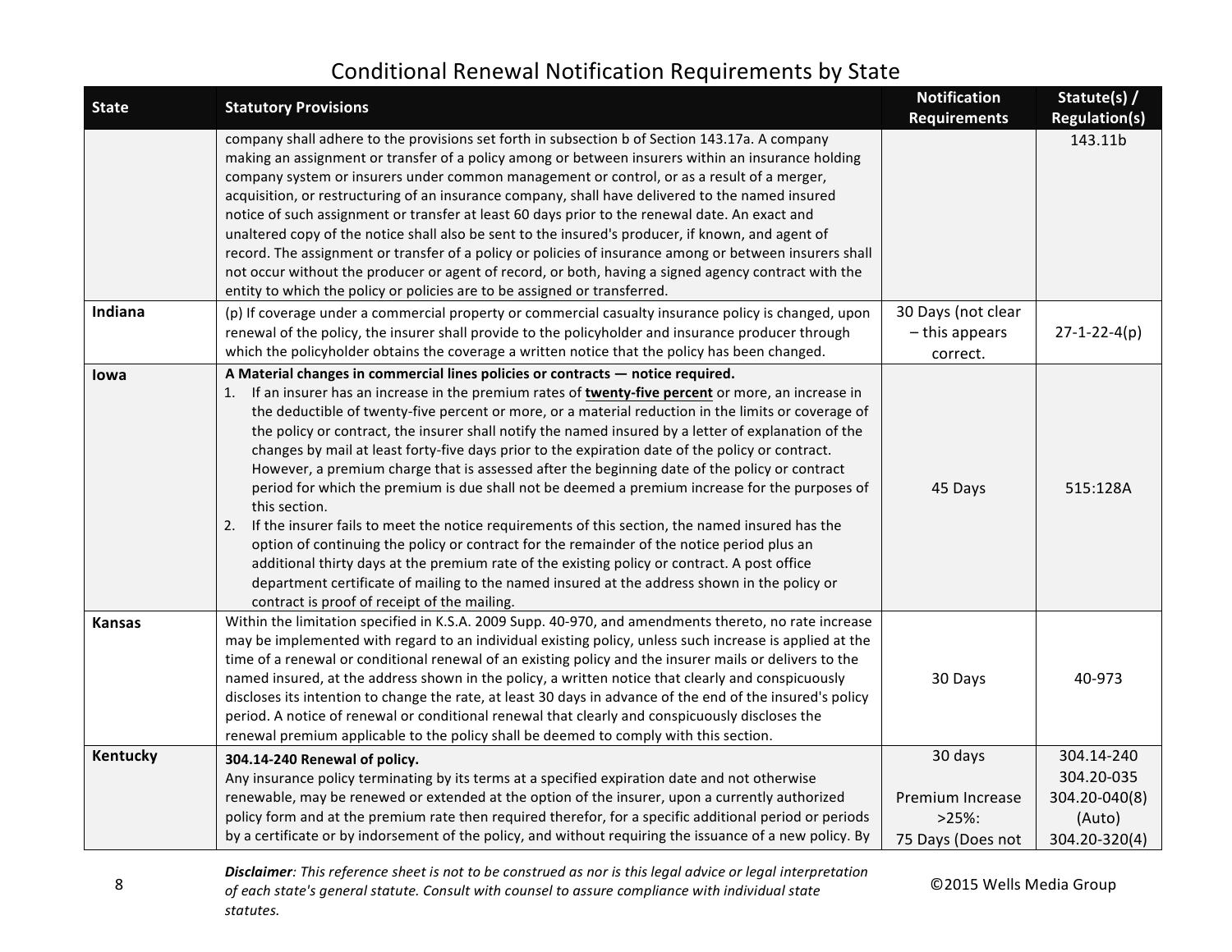# Conditional Renewal Notification Requirements by State

| State | Statutory Provisions | Notification Requirements | Statute(s) / Regulation(s) |
|---|---|---|---|
| | company shall adhere to the provisions set forth in subsection b of Section 143.17a. A company making an assignment or transfer of a policy among or between insurers within an insurance holding company system or insurers under common management or control, or as a result of a merger, acquisition, or restructuring of an insurance company, shall have delivered to the named insured notice of such assignment or transfer at least 60 days prior to the renewal date. An exact and unaltered copy of the notice shall also be sent to the insured's producer, if known, and agent of record. The assignment or transfer of a policy or policies of insurance among or between insurers shall not occur without the producer or agent of record, or both, having a signed agency contract with the entity to which the policy or policies are to be assigned or transferred. | | 143.11b |
| **Indiana** | (p) If coverage under a commercial property or commercial casualty insurance policy is changed, upon renewal of the policy, the insurer shall provide to the policyholder and insurance producer through which the policyholder obtains the coverage a written notice that the policy has been changed. | 30 Days (not clear – this appears correct. | 27-1-22-4(p) |
| **Iowa** | **A Material changes in commercial lines policies or contracts — notice required.**<br>1. If an insurer has an increase in the premium rates of **twenty-five percent** or more, an increase in the deductible of twenty-five percent or more, or a material reduction in the limits or coverage of the policy or contract, the insurer shall notify the named insured by a letter of explanation of the changes by mail at least forty-five days prior to the expiration date of the policy or contract. However, a premium charge that is assessed after the beginning date of the policy or contract period for which the premium is due shall not be deemed a premium increase for the purposes of this section.<br>2. If the insurer fails to meet the notice requirements of this section, the named insured has the option of continuing the policy or contract for the remainder of the notice period plus an additional thirty days at the premium rate of the existing policy or contract. A post office department certificate of mailing to the named insured at the address shown in the policy or contract is proof of receipt of the mailing. | 45 Days | 515:128A |
| **Kansas** | Within the limitation specified in K.S.A. 2009 Supp. 40-970, and amendments thereto, no rate increase may be implemented with regard to an individual existing policy, unless such increase is applied at the time of a renewal or conditional renewal of an existing policy and the insurer mails or delivers to the named insured, at the address shown in the policy, a written notice that clearly and conspicuously discloses its intention to change the rate, at least 30 days in advance of the end of the insured's policy period. A notice of renewal or conditional renewal that clearly and conspicuously discloses the renewal premium applicable to the policy shall be deemed to comply with this section. | 30 Days | 40-973 |
| **Kentucky** | **304.14-240 Renewal of policy.**<br>Any insurance policy terminating by its terms at a specified expiration date and not otherwise renewable, may be renewed or extended at the option of the insurer, upon a currently authorized policy form and at the premium rate then required therefor, for a specific additional period or periods by a certificate or by indorsement of the policy, and without requiring the issuance of a new policy. By | 30 days<br><br>Premium Increase >25%:<br>75 Days (Does not | 304.14-240<br>304.20-035<br>304.20-040(8) (Auto)<br>304.20-320(4) |

*Disclaimer: This reference sheet is not to be construed as nor is this legal advice or legal interpretation of each state's general statute. Consult with counsel to assure compliance with individual state statutes.*

©2015 Wells Media Group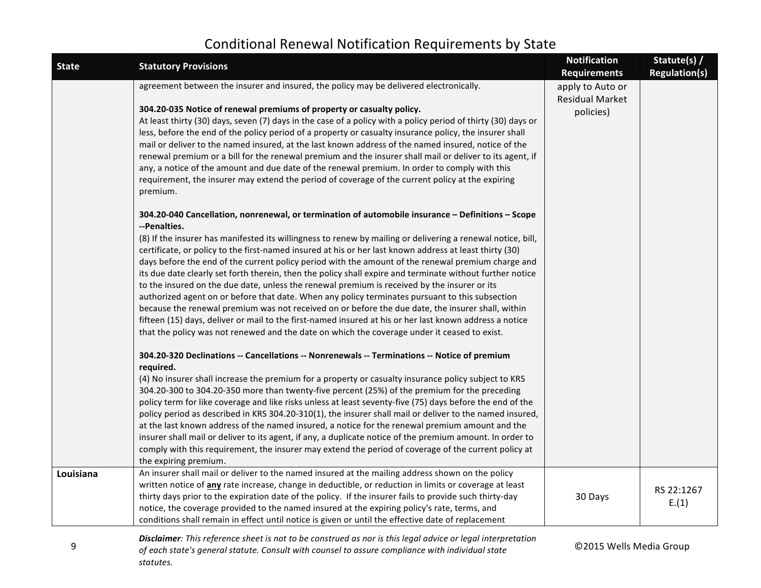# Conditional Renewal Notification Requirements by State

| State | Statutory Provisions | Notification Requirements | Statute(s) / Regulation(s) |
|---|---|---|---|
| | agreement between the insurer and insured, the policy may be delivered electronically.<br><br>**304.20-035 Notice of renewal premiums of property or casualty policy.**<br>At least thirty (30) days, seven (7) days in the case of a policy with a policy period of thirty (30) days or less, before the end of the policy period of a property or casualty insurance policy, the insurer shall mail or deliver to the named insured, at the last known address of the named insured, notice of the renewal premium or a bill for the renewal premium and the insurer shall mail or deliver to its agent, if any, a notice of the amount and due date of the renewal premium. In order to comply with this requirement, the insurer may extend the period of coverage of the current policy at the expiring premium.<br><br>**304.20-040 Cancellation, nonrenewal, or termination of automobile insurance – Definitions – Scope --Penalties.**<br>(8) If the insurer has manifested its willingness to renew by mailing or delivering a renewal notice, bill, certificate, or policy to the first-named insured at his or her last known address at least thirty (30) days before the end of the current policy period with the amount of the renewal premium charge and its due date clearly set forth therein, then the policy shall expire and terminate without further notice to the insured on the due date, unless the renewal premium is received by the insurer or its authorized agent on or before that date. When any policy terminates pursuant to this subsection because the renewal premium was not received on or before the due date, the insurer shall, within fifteen (15) days, deliver or mail to the first-named insured at his or her last known address a notice that the policy was not renewed and the date on which the coverage under it ceased to exist.<br><br>**304.20-320 Declinations -- Cancellations -- Nonrenewals -- Terminations -- Notice of premium required.**<br>(4) No insurer shall increase the premium for a property or casualty insurance policy subject to KRS 304.20-300 to 304.20-350 more than twenty-five percent (25%) of the premium for the preceding policy term for like coverage and like risks unless at least seventy-five (75) days before the end of the policy period as described in KRS 304.20-310(1), the insurer shall mail or deliver to the named insured, at the last known address of the named insured, a notice for the renewal premium amount and the insurer shall mail or deliver to its agent, if any, a duplicate notice of the premium amount. In order to comply with this requirement, the insurer may extend the period of coverage of the current policy at the expiring premium. | apply to Auto or Residual Market policies) | |
| **Louisiana** | An insurer shall mail or deliver to the named insured at the mailing address shown on the policy written notice of **any** rate increase, change in deductible, or reduction in limits or coverage at least thirty days prior to the expiration date of the policy. If the insurer fails to provide such thirty-day notice, the coverage provided to the named insured at the expiring policy's rate, terms, and conditions shall remain in effect until notice is given or until the effective date of replacement | 30 Days | RS 22:1267 E.(1) |

***Disclaimer**: This reference sheet is not to be construed as nor is this legal advice or legal interpretation of each state's general statute. Consult with counsel to assure compliance with individual state statutes.*

©2015 Wells Media Group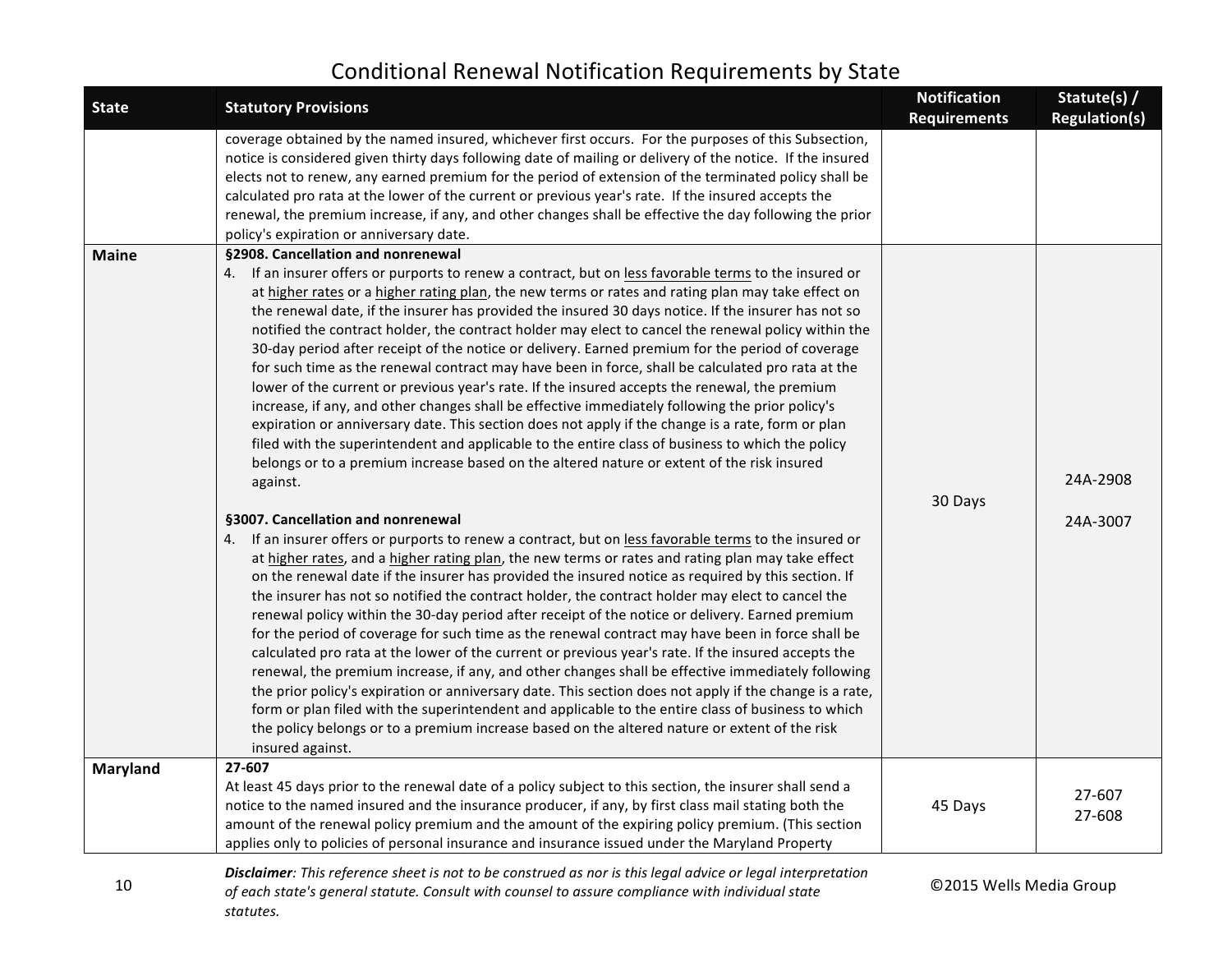# Conditional Renewal Notification Requirements by State

| State | Statutory Provisions | Notification Requirements | Statute(s) / Regulation(s) |
|---|---|---|---|
| | coverage obtained by the named insured, whichever first occurs. For the purposes of this Subsection, notice is considered given thirty days following date of mailing or delivery of the notice. If the insured elects not to renew, any earned premium for the period of extension of the terminated policy shall be calculated pro rata at the lower of the current or previous year's rate. If the insured accepts the renewal, the premium increase, if any, and other changes shall be effective the day following the prior policy's expiration or anniversary date. | | |
| **Maine** | **§2908. Cancellation and nonrenewal**<br>4. If an insurer offers or purports to renew a contract, but on <u>less favorable terms</u> to the insured or at <u>higher rates</u> or a <u>higher rating plan</u>, the new terms or rates and rating plan may take effect on the renewal date, if the insurer has provided the insured 30 days notice. If the insurer has not so notified the contract holder, the contract holder may elect to cancel the renewal policy within the 30-day period after receipt of the notice or delivery. Earned premium for the period of coverage for such time as the renewal contract may have been in force, shall be calculated pro rata at the lower of the current or previous year's rate. If the insured accepts the renewal, the premium increase, if any, and other changes shall be effective immediately following the prior policy's expiration or anniversary date. This section does not apply if the change is a rate, form or plan filed with the superintendent and applicable to the entire class of business to which the policy belongs or to a premium increase based on the altered nature or extent of the risk insured against.<br><br>**§3007. Cancellation and nonrenewal**<br>4. If an insurer offers or purports to renew a contract, but on <u>less favorable terms</u> to the insured or at <u>higher rates</u>, and a <u>higher rating plan</u>, the new terms or rates and rating plan may take effect on the renewal date if the insurer has provided the insured notice as required by this section. If the insurer has not so notified the contract holder, the contract holder may elect to cancel the renewal policy within the 30-day period after receipt of the notice or delivery. Earned premium for the period of coverage for such time as the renewal contract may have been in force shall be calculated pro rata at the lower of the current or previous year's rate. If the insured accepts the renewal, the premium increase, if any, and other changes shall be effective immediately following the prior policy's expiration or anniversary date. This section does not apply if the change is a rate, form or plan filed with the superintendent and applicable to the entire class of business to which the policy belongs or to a premium increase based on the altered nature or extent of the risk insured against. | 30 Days | 24A-2908<br><br>24A-3007 |
| **Maryland** | **27-607**<br>At least 45 days prior to the renewal date of a policy subject to this section, the insurer shall send a notice to the named insured and the insurance producer, if any, by first class mail stating both the amount of the renewal policy premium and the amount of the expiring policy premium. (This section applies only to policies of personal insurance and insurance issued under the Maryland Property | 45 Days | 27-607<br>27-608 |

*Disclaimer: This reference sheet is not to be construed as nor is this legal advice or legal interpretation of each state's general statute. Consult with counsel to assure compliance with individual state statutes.*

©2015 Wells Media Group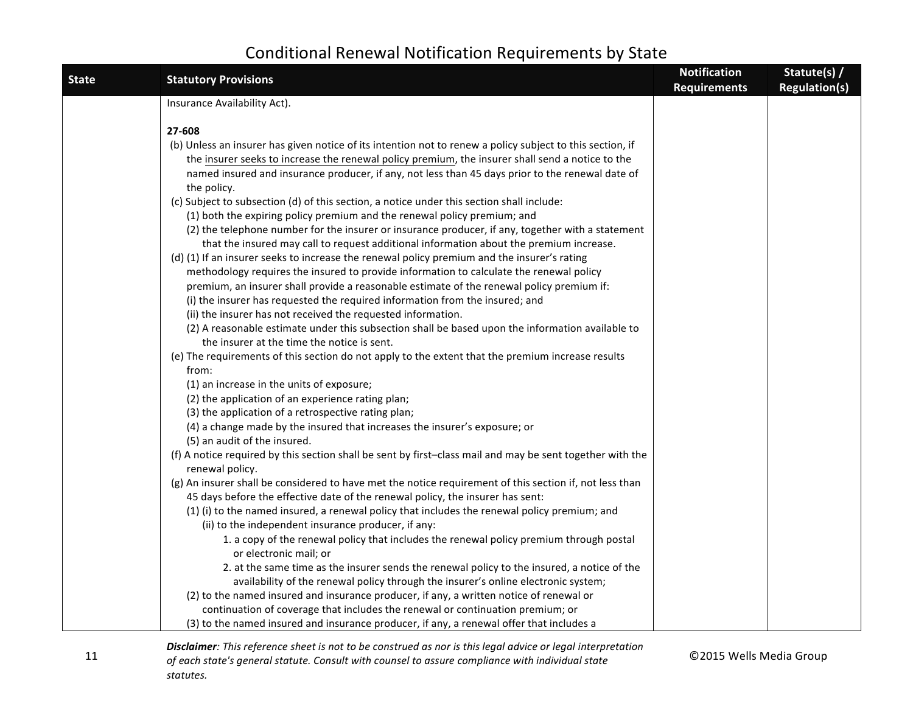# Conditional Renewal Notification Requirements by State

| State | Statutory Provisions | Notification Requirements | Statute(s) / Regulation(s) |
|---|---|---|---|
| | Insurance Availability Act).<br><br>**27-608**<br>(b) Unless an insurer has given notice of its intention not to renew a policy subject to this section, if the <u>insurer seeks to increase the renewal policy premium</u>, the insurer shall send a notice to the named insured and insurance producer, if any, not less than 45 days prior to the renewal date of the policy.<br>(c) Subject to subsection (d) of this section, a notice under this section shall include:<br>(1) both the expiring policy premium and the renewal policy premium; and<br>(2) the telephone number for the insurer or insurance producer, if any, together with a statement that the insured may call to request additional information about the premium increase.<br>(d) (1) If an insurer seeks to increase the renewal policy premium and the insurer's rating methodology requires the insured to provide information to calculate the renewal policy premium, an insurer shall provide a reasonable estimate of the renewal policy premium if:<br>(i) the insurer has requested the required information from the insured; and<br>(ii) the insurer has not received the requested information.<br>(2) A reasonable estimate under this subsection shall be based upon the information available to the insurer at the time the notice is sent.<br>(e) The requirements of this section do not apply to the extent that the premium increase results from:<br>(1) an increase in the units of exposure;<br>(2) the application of an experience rating plan;<br>(3) the application of a retrospective rating plan;<br>(4) a change made by the insured that increases the insurer's exposure; or<br>(5) an audit of the insured.<br>(f) A notice required by this section shall be sent by first–class mail and may be sent together with the renewal policy.<br>(g) An insurer shall be considered to have met the notice requirement of this section if, not less than 45 days before the effective date of the renewal policy, the insurer has sent:<br>(1) (i) to the named insured, a renewal policy that includes the renewal policy premium; and<br>(ii) to the independent insurance producer, if any:<br>1. a copy of the renewal policy that includes the renewal policy premium through postal or electronic mail; or<br>2. at the same time as the insurer sends the renewal policy to the insured, a notice of the availability of the renewal policy through the insurer's online electronic system;<br>(2) to the named insured and insurance producer, if any, a written notice of renewal or continuation of coverage that includes the renewal or continuation premium; or<br>(3) to the named insured and insurance producer, if any, a renewal offer that includes a | | |

***Disclaimer**: This reference sheet is not to be construed as nor is this legal advice or legal interpretation of each state's general statute. Consult with counsel to assure compliance with individual state statutes.*

©2015 Wells Media Group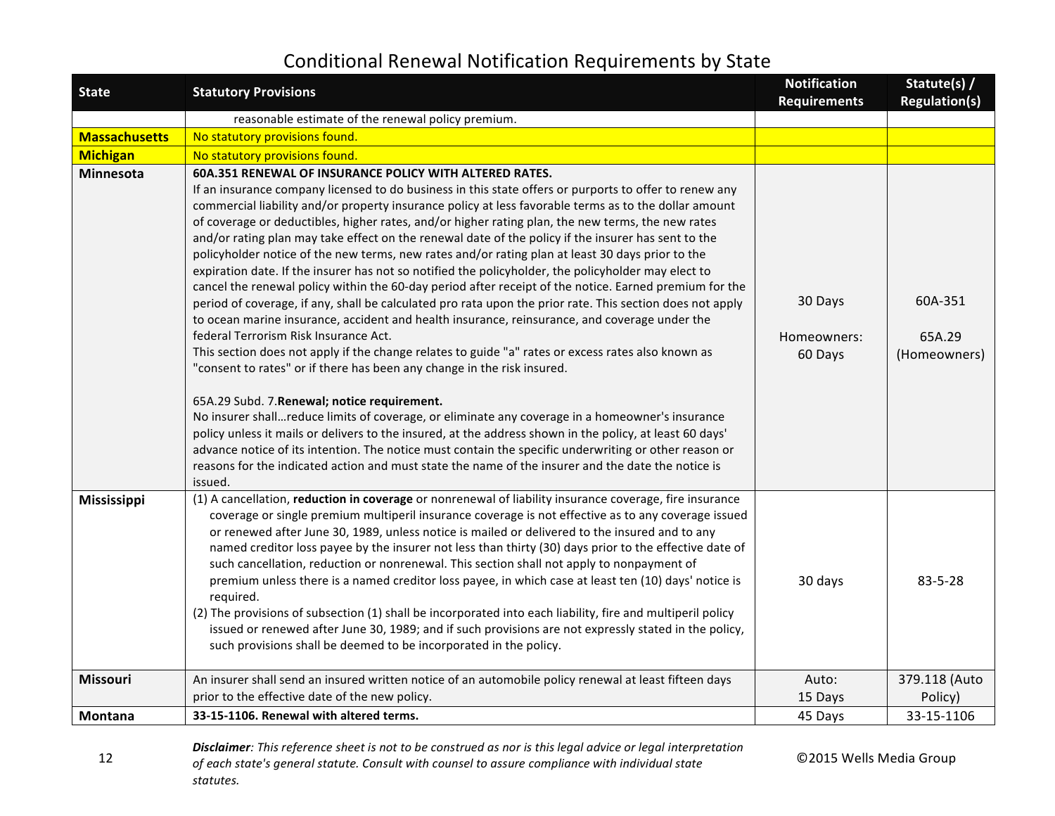# Conditional Renewal Notification Requirements by State

| State | Statutory Provisions | Notification Requirements | Statute(s) / Regulation(s) |
|---|---|---|---|
| | reasonable estimate of the renewal policy premium. | | |
| **Massachusetts** | No statutory provisions found. | | |
| **Michigan** | No statutory provisions found. | | |
| **Minnesota** | **60A.351 RENEWAL OF INSURANCE POLICY WITH ALTERED RATES.**<br>If an insurance company licensed to do business in this state offers or purports to offer to renew any commercial liability and/or property insurance policy at less favorable terms as to the dollar amount of coverage or deductibles, higher rates, and/or higher rating plan, the new terms, the new rates and/or rating plan may take effect on the renewal date of the policy if the insurer has sent to the policyholder notice of the new terms, new rates and/or rating plan at least 30 days prior to the expiration date. If the insurer has not so notified the policyholder, the policyholder may elect to cancel the renewal policy within the 60-day period after receipt of the notice. Earned premium for the period of coverage, if any, shall be calculated pro rata upon the prior rate. This section does not apply to ocean marine insurance, accident and health insurance, reinsurance, and coverage under the federal Terrorism Risk Insurance Act.<br>This section does not apply if the change relates to guide "a" rates or excess rates also known as "consent to rates" or if there has been any change in the risk insured.<br><br>65A.29 Subd. 7.**Renewal; notice requirement.**<br>No insurer shall…reduce limits of coverage, or eliminate any coverage in a homeowner's insurance policy unless it mails or delivers to the insured, at the address shown in the policy, at least 60 days' advance notice of its intention. The notice must contain the specific underwriting or other reason or reasons for the indicated action and must state the name of the insurer and the date the notice is issued. | 30 Days<br><br>Homeowners: 60 Days | 60A-351<br><br>65A.29 (Homeowners) |
| **Mississippi** | (1) A cancellation, **reduction in coverage** or nonrenewal of liability insurance coverage, fire insurance coverage or single premium multiperil insurance coverage is not effective as to any coverage issued or renewed after June 30, 1989, unless notice is mailed or delivered to the insured and to any named creditor loss payee by the insurer not less than thirty (30) days prior to the effective date of such cancellation, reduction or nonrenewal. This section shall not apply to nonpayment of premium unless there is a named creditor loss payee, in which case at least ten (10) days' notice is required.<br>(2) The provisions of subsection (1) shall be incorporated into each liability, fire and multiperil policy issued or renewed after June 30, 1989; and if such provisions are not expressly stated in the policy, such provisions shall be deemed to be incorporated in the policy. | 30 days | 83-5-28 |
| **Missouri** | An insurer shall send an insured written notice of an automobile policy renewal at least fifteen days prior to the effective date of the new policy. | Auto: 15 Days | 379.118 (Auto Policy) |
| **Montana** | **33-15-1106. Renewal with altered terms.** | 45 Days | 33-15-1106 |

***Disclaimer**: This reference sheet is not to be construed as nor is this legal advice or legal interpretation of each state's general statute. Consult with counsel to assure compliance with individual state statutes.*

©2015 Wells Media Group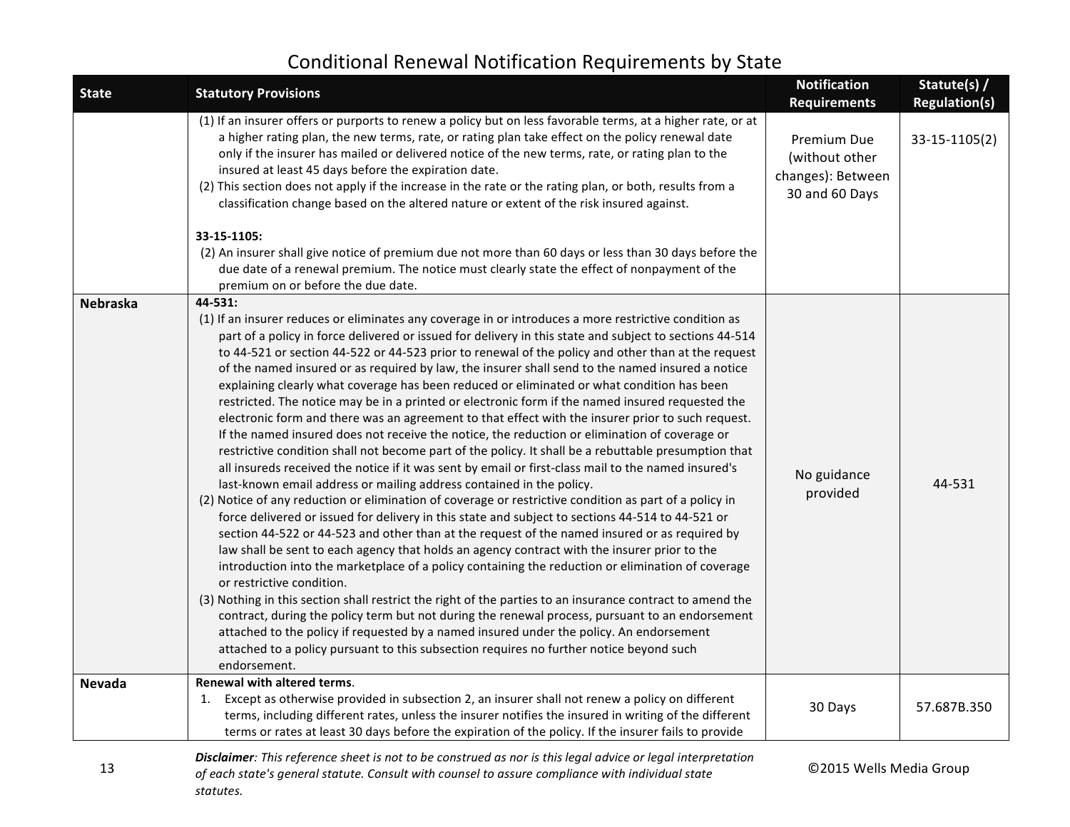# Conditional Renewal Notification Requirements by State

| State | Statutory Provisions | Notification Requirements | Statute(s) / Regulation(s) |
|---|---|---|---|
| | (1) If an insurer offers or purports to renew a policy but on less favorable terms, at a higher rate, or at a higher rating plan, the new terms, rate, or rating plan take effect on the policy renewal date only if the insurer has mailed or delivered notice of the new terms, rate, or rating plan to the insured at least 45 days before the expiration date.<br>(2) This section does not apply if the increase in the rate or the rating plan, or both, results from a classification change based on the altered nature or extent of the risk insured against.<br><br>**33-15-1105:**<br>(2) An insurer shall give notice of premium due not more than 60 days or less than 30 days before the due date of a renewal premium. The notice must clearly state the effect of nonpayment of the premium on or before the due date. | Premium Due (without other changes): Between 30 and 60 Days | 33-15-1105(2) |
| **Nebraska** | **44-531:**<br>(1) If an insurer reduces or eliminates any coverage in or introduces a more restrictive condition as part of a policy in force delivered or issued for delivery in this state and subject to sections 44-514 to 44-521 or section 44-522 or 44-523 prior to renewal of the policy and other than at the request of the named insured or as required by law, the insurer shall send to the named insured a notice explaining clearly what coverage has been reduced or eliminated or what condition has been restricted. The notice may be in a printed or electronic form if the named insured requested the electronic form and there was an agreement to that effect with the insurer prior to such request. If the named insured does not receive the notice, the reduction or elimination of coverage or restrictive condition shall not become part of the policy. It shall be a rebuttable presumption that all insureds received the notice if it was sent by email or first-class mail to the named insured's last-known email address or mailing address contained in the policy.<br>(2) Notice of any reduction or elimination of coverage or restrictive condition as part of a policy in force delivered or issued for delivery in this state and subject to sections 44-514 to 44-521 or section 44-522 or 44-523 and other than at the request of the named insured or as required by law shall be sent to each agency that holds an agency contract with the insurer prior to the introduction into the marketplace of a policy containing the reduction or elimination of coverage or restrictive condition.<br>(3) Nothing in this section shall restrict the right of the parties to an insurance contract to amend the contract, during the policy term but not during the renewal process, pursuant to an endorsement attached to the policy if requested by a named insured under the policy. An endorsement attached to a policy pursuant to this subsection requires no further notice beyond such endorsement. | No guidance provided | 44-531 |
| **Nevada** | **Renewal with altered terms**.<br>1. Except as otherwise provided in subsection 2, an insurer shall not renew a policy on different terms, including different rates, unless the insurer notifies the insured in writing of the different terms or rates at least 30 days before the expiration of the policy. If the insurer fails to provide | 30 Days | 57.687B.350 |

***Disclaimer****: This reference sheet is not to be construed as nor is this legal advice or legal interpretation of each state's general statute. Consult with counsel to assure compliance with individual state statutes.*

©2015 Wells Media Group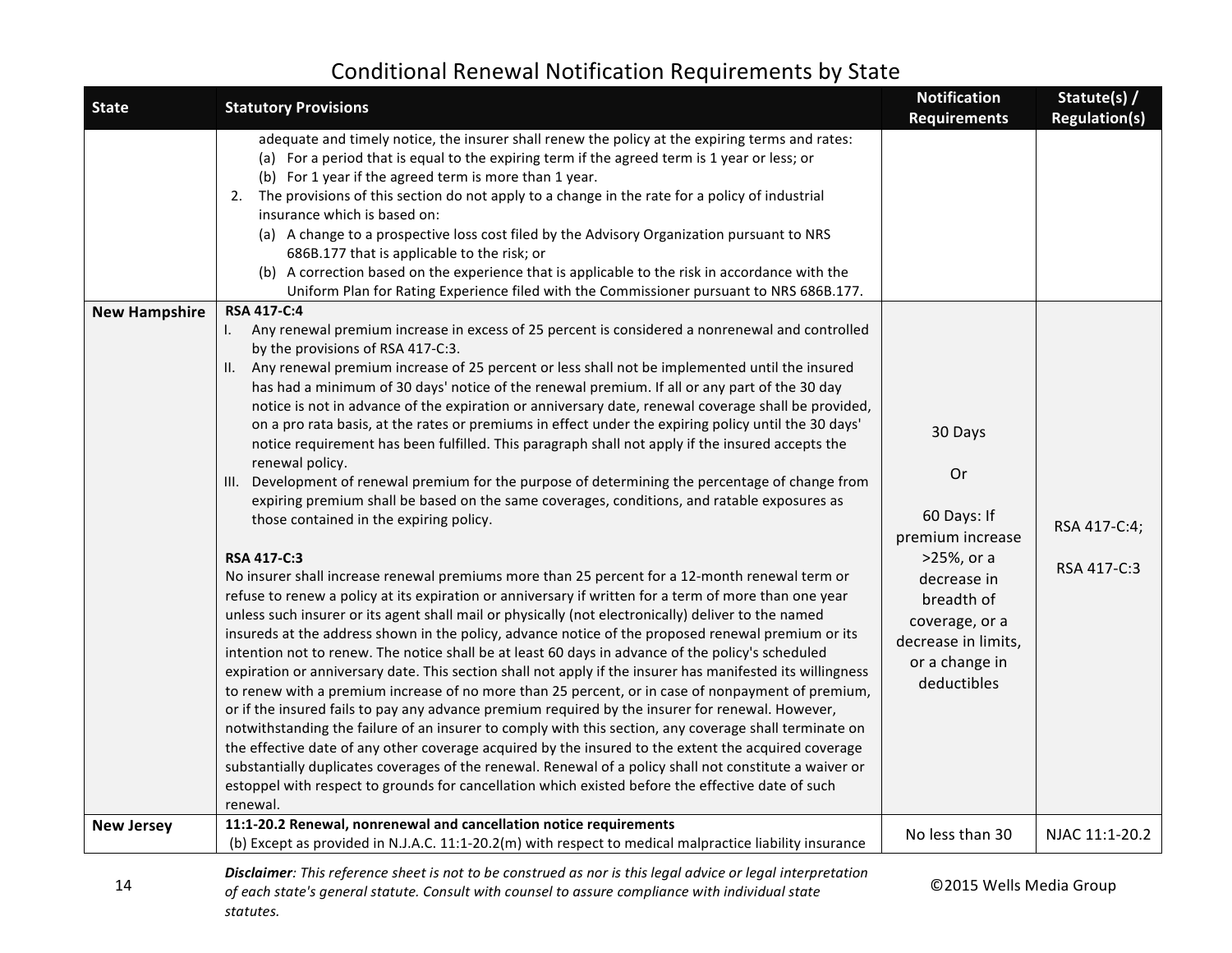# Conditional Renewal Notification Requirements by State

| State | Statutory Provisions | Notification Requirements | Statute(s) / Regulation(s) |
|---|---|---|---|
| | adequate and timely notice, the insurer shall renew the policy at the expiring terms and rates:<br>(a) For a period that is equal to the expiring term if the agreed term is 1 year or less; or<br>(b) For 1 year if the agreed term is more than 1 year.<br>2. The provisions of this section do not apply to a change in the rate for a policy of industrial insurance which is based on:<br>(a) A change to a prospective loss cost filed by the Advisory Organization pursuant to NRS 686B.177 that is applicable to the risk; or<br>(b) A correction based on the experience that is applicable to the risk in accordance with the Uniform Plan for Rating Experience filed with the Commissioner pursuant to NRS 686B.177. | | |
| **New Hampshire** | **RSA 417-C:4**<br>I. Any renewal premium increase in excess of 25 percent is considered a nonrenewal and controlled by the provisions of RSA 417-C:3.<br>II. Any renewal premium increase of 25 percent or less shall not be implemented until the insured has had a minimum of 30 days' notice of the renewal premium. If all or any part of the 30 day notice is not in advance of the expiration or anniversary date, renewal coverage shall be provided, on a pro rata basis, at the rates or premiums in effect under the expiring policy until the 30 days' notice requirement has been fulfilled. This paragraph shall not apply if the insured accepts the renewal policy.<br>III. Development of renewal premium for the purpose of determining the percentage of change from expiring premium shall be based on the same coverages, conditions, and ratable exposures as those contained in the expiring policy.<br><br>**RSA 417-C:3**<br>No insurer shall increase renewal premiums more than 25 percent for a 12-month renewal term or refuse to renew a policy at its expiration or anniversary if written for a term of more than one year unless such insurer or its agent shall mail or physically (not electronically) deliver to the named insureds at the address shown in the policy, advance notice of the proposed renewal premium or its intention not to renew. The notice shall be at least 60 days in advance of the policy's scheduled expiration or anniversary date. This section shall not apply if the insurer has manifested its willingness to renew with a premium increase of no more than 25 percent, or in case of nonpayment of premium, or if the insured fails to pay any advance premium required by the insurer for renewal. However, notwithstanding the failure of an insurer to comply with this section, any coverage shall terminate on the effective date of any other coverage acquired by the insured to the extent the acquired coverage substantially duplicates coverages of the renewal. Renewal of a policy shall not constitute a waiver or estoppel with respect to grounds for cancellation which existed before the effective date of such renewal. | 30 Days<br><br>Or<br><br>60 Days: If premium increase >25%, or a decrease in breadth of coverage, or a decrease in limits, or a change in deductibles | RSA 417-C:4;<br><br>RSA 417-C:3 |
| **New Jersey** | **11:1-20.2 Renewal, nonrenewal and cancellation notice requirements**<br>(b) Except as provided in N.J.A.C. 11:1-20.2(m) with respect to medical malpractice liability insurance | No less than 30 | NJAC 11:1-20.2 |

***Disclaimer**: This reference sheet is not to be construed as nor is this legal advice or legal interpretation of each state's general statute. Consult with counsel to assure compliance with individual state statutes.*

©2015 Wells Media Group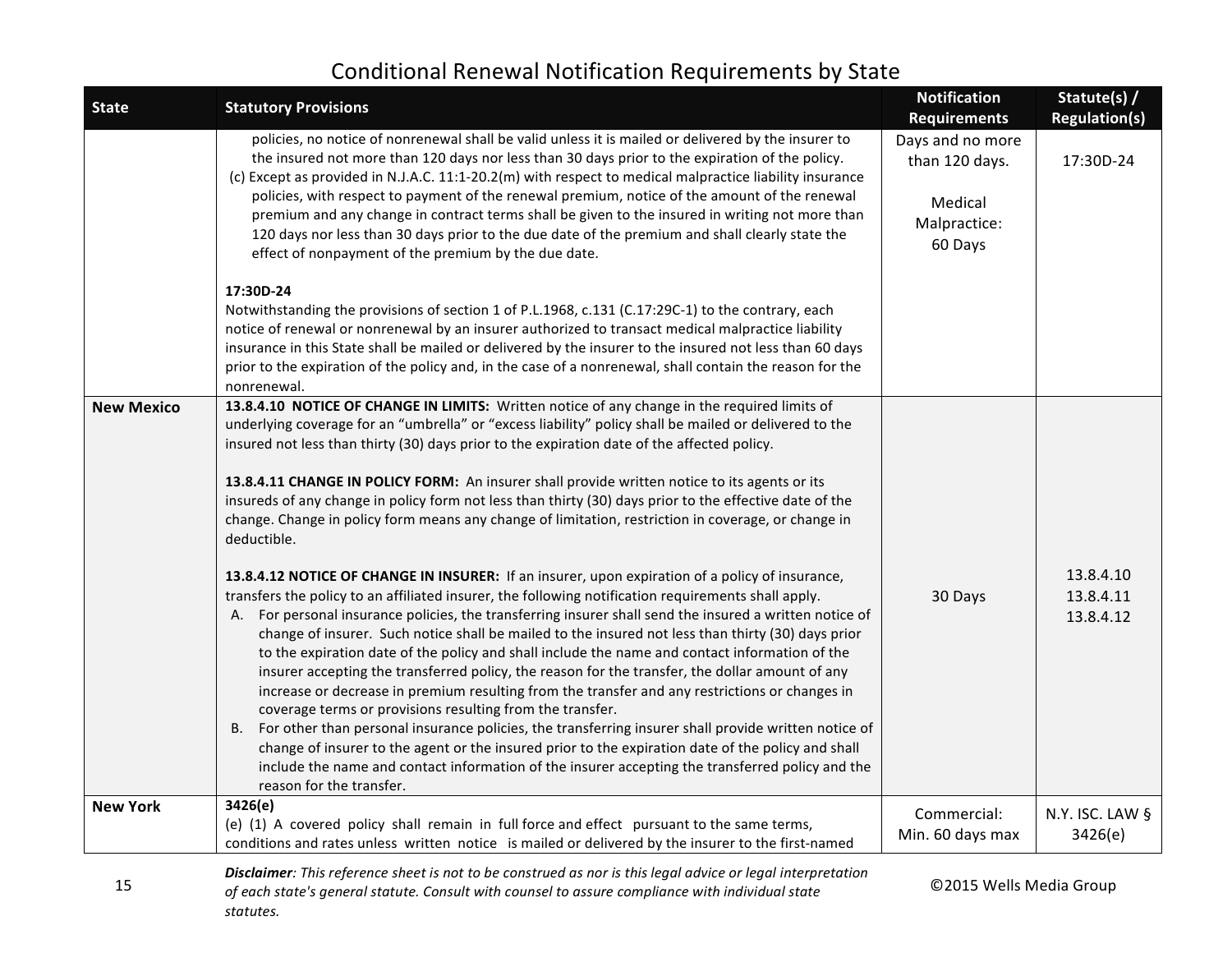# Conditional Renewal Notification Requirements by State

| State | Statutory Provisions | Notification Requirements | Statute(s) / Regulation(s) |
|---|---|---|---|
| | policies, no notice of nonrenewal shall be valid unless it is mailed or delivered by the insurer to the insured not more than 120 days nor less than 30 days prior to the expiration of the policy.<br>(c) Except as provided in N.J.A.C. 11:1-20.2(m) with respect to medical malpractice liability insurance policies, with respect to payment of the renewal premium, notice of the amount of the renewal premium and any change in contract terms shall be given to the insured in writing not more than 120 days nor less than 30 days prior to the due date of the premium and shall clearly state the effect of nonpayment of the premium by the due date.<br><br>**17:30D-24**<br>Notwithstanding the provisions of section 1 of P.L.1968, c.131 (C.17:29C-1) to the contrary, each notice of renewal or nonrenewal by an insurer authorized to transact medical malpractice liability insurance in this State shall be mailed or delivered by the insurer to the insured not less than 60 days prior to the expiration of the policy and, in the case of a nonrenewal, shall contain the reason for the nonrenewal. | Days and no more than 120 days.<br><br>Medical Malpractice: 60 Days | 17:30D-24 |
| **New Mexico** | **13.8.4.10 NOTICE OF CHANGE IN LIMITS:** Written notice of any change in the required limits of underlying coverage for an "umbrella" or "excess liability" policy shall be mailed or delivered to the insured not less than thirty (30) days prior to the expiration date of the affected policy.<br><br>**13.8.4.11 CHANGE IN POLICY FORM:** An insurer shall provide written notice to its agents or its insureds of any change in policy form not less than thirty (30) days prior to the effective date of the change. Change in policy form means any change of limitation, restriction in coverage, or change in deductible.<br><br>**13.8.4.12 NOTICE OF CHANGE IN INSURER:** If an insurer, upon expiration of a policy of insurance, transfers the policy to an affiliated insurer, the following notification requirements shall apply.<br>A. For personal insurance policies, the transferring insurer shall send the insured a written notice of change of insurer. Such notice shall be mailed to the insured not less than thirty (30) days prior to the expiration date of the policy and shall include the name and contact information of the insurer accepting the transferred policy, the reason for the transfer, the dollar amount of any increase or decrease in premium resulting from the transfer and any restrictions or changes in coverage terms or provisions resulting from the transfer.<br>B. For other than personal insurance policies, the transferring insurer shall provide written notice of change of insurer to the agent or the insured prior to the expiration date of the policy and shall include the name and contact information of the insurer accepting the transferred policy and the reason for the transfer. | 30 Days | 13.8.4.10<br>13.8.4.11<br>13.8.4.12 |
| **New York** | **3426(e)**<br>(e) (1) A covered policy shall remain in full force and effect pursuant to the same terms, conditions and rates unless written notice is mailed or delivered by the insurer to the first-named | Commercial: Min. 60 days max | N.Y. ISC. LAW § 3426(e) |

***Disclaimer**: This reference sheet is not to be construed as nor is this legal advice or legal interpretation of each state's general statute. Consult with counsel to assure compliance with individual state statutes.*

©2015 Wells Media Group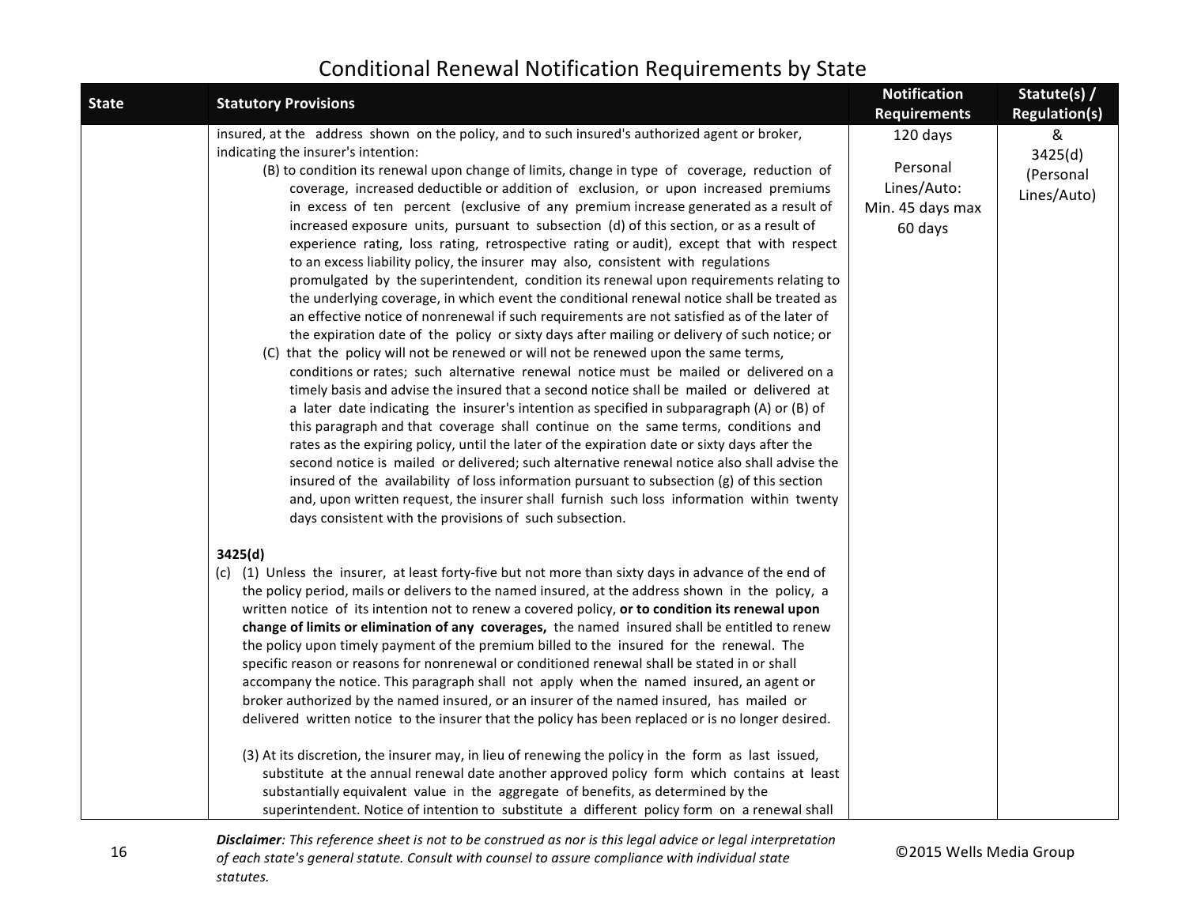# Conditional Renewal Notification Requirements by State

| State | Statutory Provisions | Notification Requirements | Statute(s) / Regulation(s) |
|---|---|---|---|
| | insured, at the address shown on the policy, and to such insured's authorized agent or broker, indicating the insurer's intention:<br>(B) to condition its renewal upon change of limits, change in type of coverage, reduction of coverage, increased deductible or addition of exclusion, or upon increased premiums in excess of ten percent (exclusive of any premium increase generated as a result of increased exposure units, pursuant to subsection (d) of this section, or as a result of experience rating, loss rating, retrospective rating or audit), except that with respect to an excess liability policy, the insurer may also, consistent with regulations promulgated by the superintendent, condition its renewal upon requirements relating to the underlying coverage, in which event the conditional renewal notice shall be treated as an effective notice of nonrenewal if such requirements are not satisfied as of the later of the expiration date of the policy or sixty days after mailing or delivery of such notice; or<br>(C) that the policy will not be renewed or will not be renewed upon the same terms, conditions or rates; such alternative renewal notice must be mailed or delivered on a timely basis and advise the insured that a second notice shall be mailed or delivered at a later date indicating the insurer's intention as specified in subparagraph (A) or (B) of this paragraph and that coverage shall continue on the same terms, conditions and rates as the expiring policy, until the later of the expiration date or sixty days after the second notice is mailed or delivered; such alternative renewal notice also shall advise the insured of the availability of loss information pursuant to subsection (g) of this section and, upon written request, the insurer shall furnish such loss information within twenty days consistent with the provisions of such subsection.<br><br>**3425(d)**<br>(c) (1) Unless the insurer, at least forty-five but not more than sixty days in advance of the end of the policy period, mails or delivers to the named insured, at the address shown in the policy, a written notice of its intention not to renew a covered policy, **or to condition its renewal upon change of limits or elimination of any coverages,** the named insured shall be entitled to renew the policy upon timely payment of the premium billed to the insured for the renewal. The specific reason or reasons for nonrenewal or conditioned renewal shall be stated in or shall accompany the notice. This paragraph shall not apply when the named insured, an agent or broker authorized by the named insured, or an insurer of the named insured, has mailed or delivered written notice to the insurer that the policy has been replaced or is no longer desired.<br><br>(3) At its discretion, the insurer may, in lieu of renewing the policy in the form as last issued, substitute at the annual renewal date another approved policy form which contains at least substantially equivalent value in the aggregate of benefits, as determined by the superintendent. Notice of intention to substitute a different policy form on a renewal shall | 120 days<br><br>Personal Lines/Auto: Min. 45 days max 60 days | &<br>3425(d) (Personal Lines/Auto) |

*Disclaimer: This reference sheet is not to be construed as nor is this legal advice or legal interpretation of each state's general statute. Consult with counsel to assure compliance with individual state statutes.*

©2015 Wells Media Group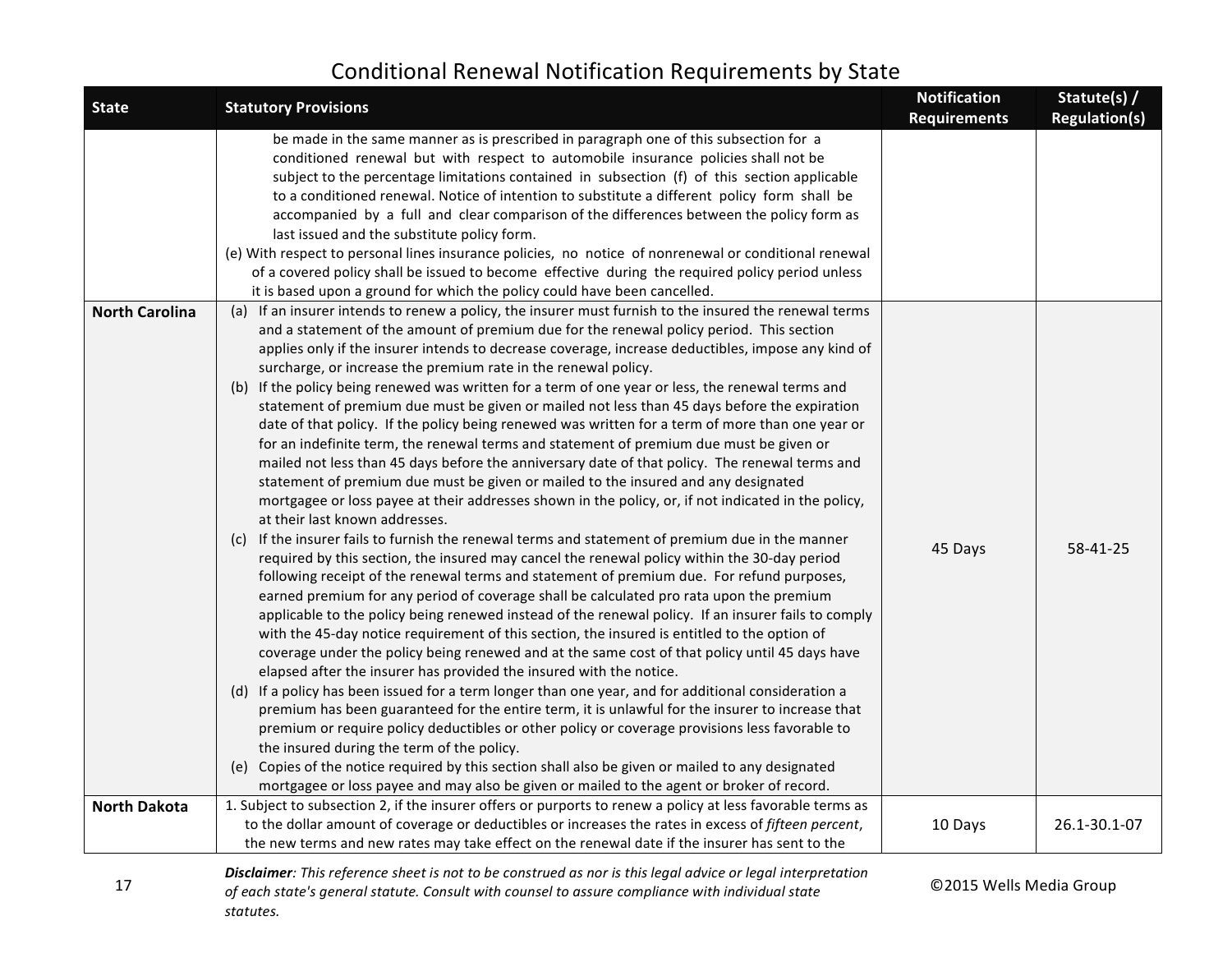# Conditional Renewal Notification Requirements by State

| State | Statutory Provisions | Notification Requirements | Statute(s) / Regulation(s) |
|---|---|---|---|
| | be made in the same manner as is prescribed in paragraph one of this subsection for a conditioned renewal but with respect to automobile insurance policies shall not be subject to the percentage limitations contained in subsection (f) of this section applicable to a conditioned renewal. Notice of intention to substitute a different policy form shall be accompanied by a full and clear comparison of the differences between the policy form as last issued and the substitute policy form.<br>(e) With respect to personal lines insurance policies, no notice of nonrenewal or conditional renewal of a covered policy shall be issued to become effective during the required policy period unless it is based upon a ground for which the policy could have been cancelled. | | |
| **North Carolina** | (a) If an insurer intends to renew a policy, the insurer must furnish to the insured the renewal terms and a statement of the amount of premium due for the renewal policy period. This section applies only if the insurer intends to decrease coverage, increase deductibles, impose any kind of surcharge, or increase the premium rate in the renewal policy.<br>(b) If the policy being renewed was written for a term of one year or less, the renewal terms and statement of premium due must be given or mailed not less than 45 days before the expiration date of that policy. If the policy being renewed was written for a term of more than one year or for an indefinite term, the renewal terms and statement of premium due must be given or mailed not less than 45 days before the anniversary date of that policy. The renewal terms and statement of premium due must be given or mailed to the insured and any designated mortgagee or loss payee at their addresses shown in the policy, or, if not indicated in the policy, at their last known addresses.<br>(c) If the insurer fails to furnish the renewal terms and statement of premium due in the manner required by this section, the insured may cancel the renewal policy within the 30-day period following receipt of the renewal terms and statement of premium due. For refund purposes, earned premium for any period of coverage shall be calculated pro rata upon the premium applicable to the policy being renewed instead of the renewal policy. If an insurer fails to comply with the 45-day notice requirement of this section, the insured is entitled to the option of coverage under the policy being renewed and at the same cost of that policy until 45 days have elapsed after the insurer has provided the insured with the notice.<br>(d) If a policy has been issued for a term longer than one year, and for additional consideration a premium has been guaranteed for the entire term, it is unlawful for the insurer to increase that premium or require policy deductibles or other policy or coverage provisions less favorable to the insured during the term of the policy.<br>(e) Copies of the notice required by this section shall also be given or mailed to any designated mortgagee or loss payee and may also be given or mailed to the agent or broker of record. | 45 Days | 58-41-25 |
| **North Dakota** | 1. Subject to subsection 2, if the insurer offers or purports to renew a policy at less favorable terms as to the dollar amount of coverage or deductibles or increases the rates in excess of *fifteen percent*, the new terms and new rates may take effect on the renewal date if the insurer has sent to the | 10 Days | 26.1-30.1-07 |

***Disclaimer**: This reference sheet is not to be construed as nor is this legal advice or legal interpretation of each state's general statute. Consult with counsel to assure compliance with individual state statutes.*

©2015 Wells Media Group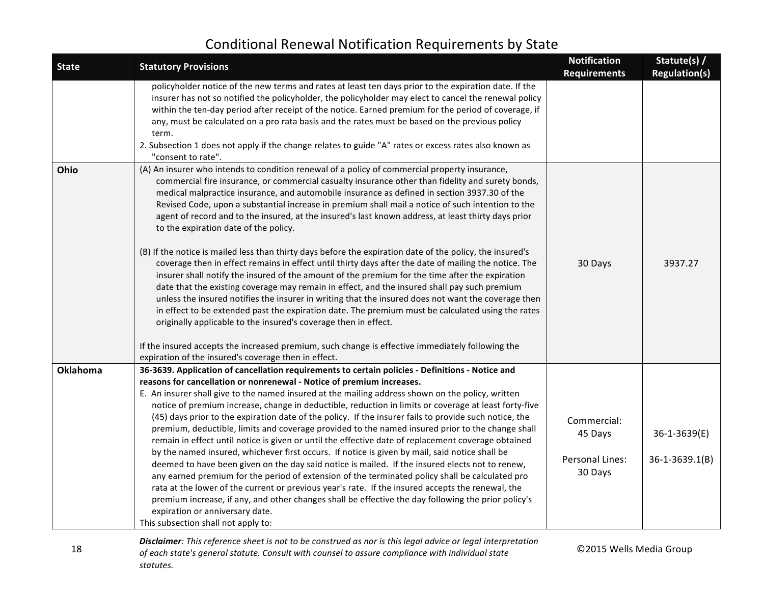# Conditional Renewal Notification Requirements by State

| State | Statutory Provisions | Notification Requirements | Statute(s) / Regulation(s) |
|---|---|---|---|
| | policyholder notice of the new terms and rates at least ten days prior to the expiration date. If the insurer has not so notified the policyholder, the policyholder may elect to cancel the renewal policy within the ten-day period after receipt of the notice. Earned premium for the period of coverage, if any, must be calculated on a pro rata basis and the rates must be based on the previous policy term.<br>2. Subsection 1 does not apply if the change relates to guide "A" rates or excess rates also known as "consent to rate". | | |
| **Ohio** | (A) An insurer who intends to condition renewal of a policy of commercial property insurance, commercial fire insurance, or commercial casualty insurance other than fidelity and surety bonds, medical malpractice insurance, and automobile insurance as defined in section 3937.30 of the Revised Code, upon a substantial increase in premium shall mail a notice of such intention to the agent of record and to the insured, at the insured's last known address, at least thirty days prior to the expiration date of the policy.<br><br>(B) If the notice is mailed less than thirty days before the expiration date of the policy, the insured's coverage then in effect remains in effect until thirty days after the date of mailing the notice. The insurer shall notify the insured of the amount of the premium for the time after the expiration date that the existing coverage may remain in effect, and the insured shall pay such premium unless the insured notifies the insurer in writing that the insured does not want the coverage then in effect to be extended past the expiration date. The premium must be calculated using the rates originally applicable to the insured's coverage then in effect.<br><br>If the insured accepts the increased premium, such change is effective immediately following the expiration of the insured's coverage then in effect. | 30 Days | 3937.27 |
| **Oklahoma** | **36-3639. Application of cancellation requirements to certain policies - Definitions - Notice and reasons for cancellation or nonrenewal - Notice of premium increases.**<br>E. An insurer shall give to the named insured at the mailing address shown on the policy, written notice of premium increase, change in deductible, reduction in limits or coverage at least forty-five (45) days prior to the expiration date of the policy. If the insurer fails to provide such notice, the premium, deductible, limits and coverage provided to the named insured prior to the change shall remain in effect until notice is given or until the effective date of replacement coverage obtained by the named insured, whichever first occurs. If notice is given by mail, said notice shall be deemed to have been given on the day said notice is mailed. If the insured elects not to renew, any earned premium for the period of extension of the terminated policy shall be calculated pro rata at the lower of the current or previous year's rate. If the insured accepts the renewal, the premium increase, if any, and other changes shall be effective the day following the prior policy's expiration or anniversary date.<br>This subsection shall not apply to: | Commercial: 45 Days<br><br>Personal Lines: 30 Days | 36-1-3639(E)<br><br>36-1-3639.1(B) |

***Disclaimer**: This reference sheet is not to be construed as nor is this legal advice or legal interpretation of each state's general statute. Consult with counsel to assure compliance with individual state statutes.*

©2015 Wells Media Group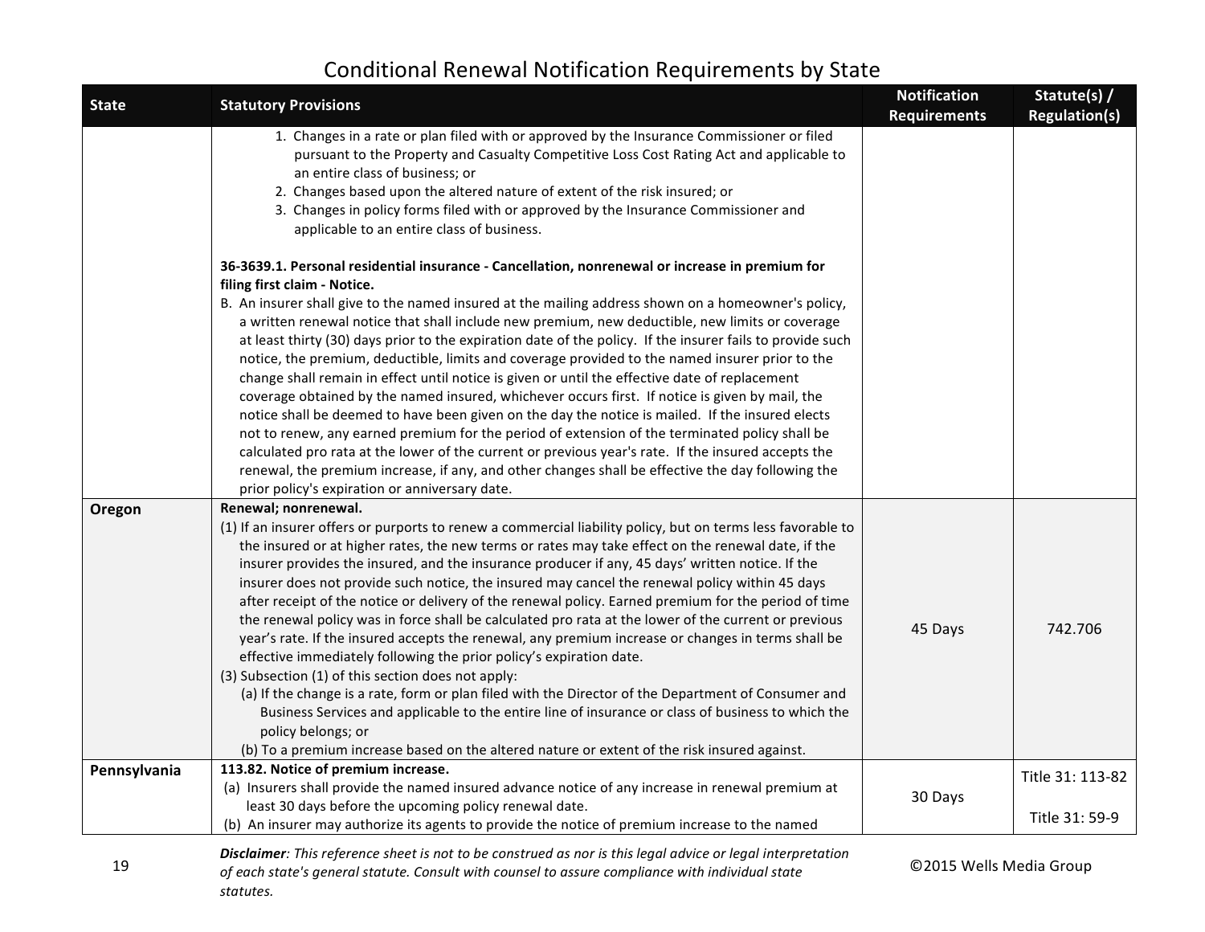# Conditional Renewal Notification Requirements by State

| State | Statutory Provisions | Notification Requirements | Statute(s) / Regulation(s) |
|---|---|---|---|
| | 1. Changes in a rate or plan filed with or approved by the Insurance Commissioner or filed pursuant to the Property and Casualty Competitive Loss Cost Rating Act and applicable to an entire class of business; or<br>2. Changes based upon the altered nature of extent of the risk insured; or<br>3. Changes in policy forms filed with or approved by the Insurance Commissioner and applicable to an entire class of business.<br><br>**36-3639.1. Personal residential insurance - Cancellation, nonrenewal or increase in premium for filing first claim - Notice.**<br>B. An insurer shall give to the named insured at the mailing address shown on a homeowner's policy, a written renewal notice that shall include new premium, new deductible, new limits or coverage at least thirty (30) days prior to the expiration date of the policy. If the insurer fails to provide such notice, the premium, deductible, limits and coverage provided to the named insurer prior to the change shall remain in effect until notice is given or until the effective date of replacement coverage obtained by the named insured, whichever occurs first. If notice is given by mail, the notice shall be deemed to have been given on the day the notice is mailed. If the insured elects not to renew, any earned premium for the period of extension of the terminated policy shall be calculated pro rata at the lower of the current or previous year's rate. If the insured accepts the renewal, the premium increase, if any, and other changes shall be effective the day following the prior policy's expiration or anniversary date. | | |
| **Oregon** | **Renewal; nonrenewal.**<br>(1) If an insurer offers or purports to renew a commercial liability policy, but on terms less favorable to the insured or at higher rates, the new terms or rates may take effect on the renewal date, if the insurer provides the insured, and the insurance producer if any, 45 days' written notice. If the insurer does not provide such notice, the insured may cancel the renewal policy within 45 days after receipt of the notice or delivery of the renewal policy. Earned premium for the period of time the renewal policy was in force shall be calculated pro rata at the lower of the current or previous year's rate. If the insured accepts the renewal, any premium increase or changes in terms shall be effective immediately following the prior policy's expiration date.<br>(3) Subsection (1) of this section does not apply:<br>(a) If the change is a rate, form or plan filed with the Director of the Department of Consumer and Business Services and applicable to the entire line of insurance or class of business to which the policy belongs; or<br>(b) To a premium increase based on the altered nature or extent of the risk insured against. | 45 Days | 742.706 |
| **Pennsylvania** | **113.82. Notice of premium increase.**<br>(a) Insurers shall provide the named insured advance notice of any increase in renewal premium at least 30 days before the upcoming policy renewal date.<br>(b) An insurer may authorize its agents to provide the notice of premium increase to the named | 30 Days | Title 31: 113-82<br><br>Title 31: 59-9 |

*Disclaimer: This reference sheet is not to be construed as nor is this legal advice or legal interpretation of each state's general statute. Consult with counsel to assure compliance with individual state statutes.*

©2015 Wells Media Group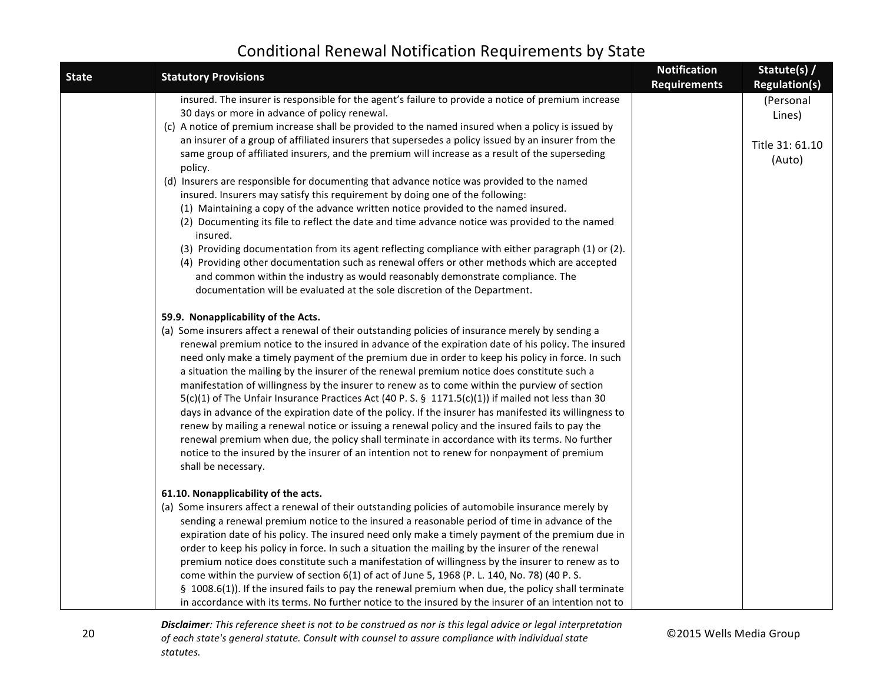# Conditional Renewal Notification Requirements by State

| State | Statutory Provisions | Notification Requirements | Statute(s) / Regulation(s) |
|---|---|---|---|
| | insured. The insurer is responsible for the agent's failure to provide a notice of premium increase 30 days or more in advance of policy renewal.<br>(c) A notice of premium increase shall be provided to the named insured when a policy is issued by an insurer of a group of affiliated insurers that supersedes a policy issued by an insurer from the same group of affiliated insurers, and the premium will increase as a result of the superseding policy.<br>(d) Insurers are responsible for documenting that advance notice was provided to the named insured. Insurers may satisfy this requirement by doing one of the following:<br>(1) Maintaining a copy of the advance written notice provided to the named insured.<br>(2) Documenting its file to reflect the date and time advance notice was provided to the named insured.<br>(3) Providing documentation from its agent reflecting compliance with either paragraph (1) or (2).<br>(4) Providing other documentation such as renewal offers or other methods which are accepted and common within the industry as would reasonably demonstrate compliance. The documentation will be evaluated at the sole discretion of the Department.<br><br>**59.9. Nonapplicability of the Acts.**<br>(a) Some insurers affect a renewal of their outstanding policies of insurance merely by sending a renewal premium notice to the insured in advance of the expiration date of his policy. The insured need only make a timely payment of the premium due in order to keep his policy in force. In such a situation the mailing by the insurer of the renewal premium notice does constitute such a manifestation of willingness by the insurer to renew as to come within the purview of section 5(c)(1) of The Unfair Insurance Practices Act (40 P. S. § 1171.5(c)(1)) if mailed not less than 30 days in advance of the expiration date of the policy. If the insurer has manifested its willingness to renew by mailing a renewal notice or issuing a renewal policy and the insured fails to pay the renewal premium when due, the policy shall terminate in accordance with its terms. No further notice to the insured by the insurer of an intention not to renew for nonpayment of premium shall be necessary.<br><br>**61.10. Nonapplicability of the acts.**<br>(a) Some insurers affect a renewal of their outstanding policies of automobile insurance merely by sending a renewal premium notice to the insured a reasonable period of time in advance of the expiration date of his policy. The insured need only make a timely payment of the premium due in order to keep his policy in force. In such a situation the mailing by the insurer of the renewal premium notice does constitute such a manifestation of willingness by the insurer to renew as to come within the purview of section 6(1) of act of June 5, 1968 (P. L. 140, No. 78) (40 P. S. § 1008.6(1)). If the insured fails to pay the renewal premium when due, the policy shall terminate in accordance with its terms. No further notice to the insured by the insurer of an intention not to | | (Personal Lines)<br><br>Title 31: 61.10 (Auto) |

***Disclaimer**: This reference sheet is not to be construed as nor is this legal advice or legal interpretation of each state's general statute. Consult with counsel to assure compliance with individual state statutes.*

©2015 Wells Media Group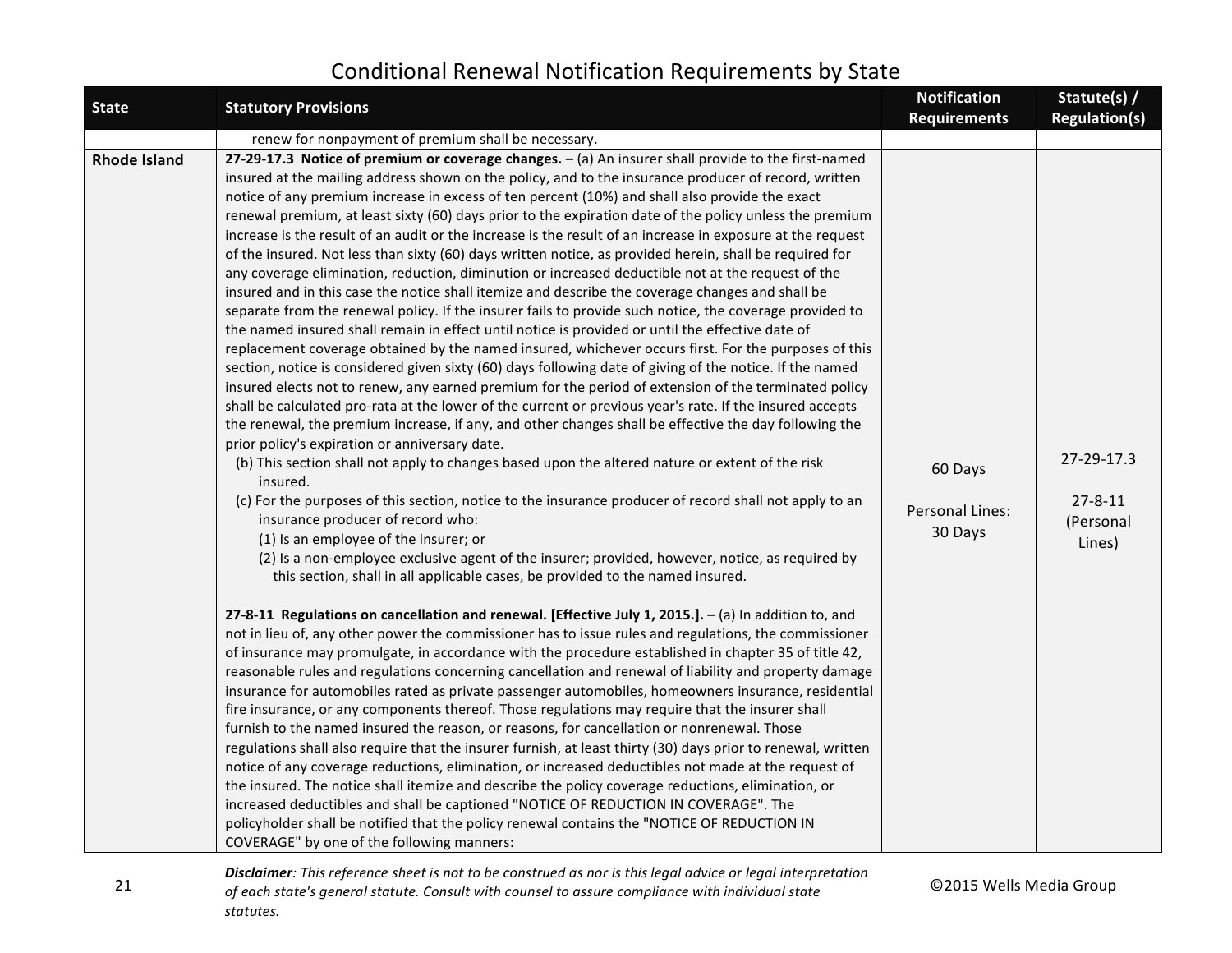# Conditional Renewal Notification Requirements by State

| State | Statutory Provisions | Notification Requirements | Statute(s) / Regulation(s) |
|---|---|---|---|
| | renew for nonpayment of premium shall be necessary. | | |
| **Rhode Island** | **27-29-17.3 Notice of premium or coverage changes. –** (a) An insurer shall provide to the first-named insured at the mailing address shown on the policy, and to the insurance producer of record, written notice of any premium increase in excess of ten percent (10%) and shall also provide the exact renewal premium, at least sixty (60) days prior to the expiration date of the policy unless the premium increase is the result of an audit or the increase is the result of an increase in exposure at the request of the insured. Not less than sixty (60) days written notice, as provided herein, shall be required for any coverage elimination, reduction, diminution or increased deductible not at the request of the insured and in this case the notice shall itemize and describe the coverage changes and shall be separate from the renewal policy. If the insurer fails to provide such notice, the coverage provided to the named insured shall remain in effect until notice is provided or until the effective date of replacement coverage obtained by the named insured, whichever occurs first. For the purposes of this section, notice is considered given sixty (60) days following date of giving of the notice. If the named insured elects not to renew, any earned premium for the period of extension of the terminated policy shall be calculated pro-rata at the lower of the current or previous year's rate. If the insured accepts the renewal, the premium increase, if any, and other changes shall be effective the day following the prior policy's expiration or anniversary date.<br>(b) This section shall not apply to changes based upon the altered nature or extent of the risk insured.<br>(c) For the purposes of this section, notice to the insurance producer of record shall not apply to an insurance producer of record who:<br>(1) Is an employee of the insurer; or<br>(2) Is a non-employee exclusive agent of the insurer; provided, however, notice, as required by this section, shall in all applicable cases, be provided to the named insured.<br><br>**27-8-11 Regulations on cancellation and renewal. [Effective July 1, 2015.]. –** (a) In addition to, and not in lieu of, any other power the commissioner has to issue rules and regulations, the commissioner of insurance may promulgate, in accordance with the procedure established in chapter 35 of title 42, reasonable rules and regulations concerning cancellation and renewal of liability and property damage insurance for automobiles rated as private passenger automobiles, homeowners insurance, residential fire insurance, or any components thereof. Those regulations may require that the insurer shall furnish to the named insured the reason, or reasons, for cancellation or nonrenewal. Those regulations shall also require that the insurer furnish, at least thirty (30) days prior to renewal, written notice of any coverage reductions, elimination, or increased deductibles not made at the request of the insured. The notice shall itemize and describe the policy coverage reductions, elimination, or increased deductibles and shall be captioned "NOTICE OF REDUCTION IN COVERAGE". The policyholder shall be notified that the policy renewal contains the "NOTICE OF REDUCTION IN COVERAGE" by one of the following manners: | 60 Days<br><br>Personal Lines: 30 Days | 27-29-17.3<br><br>27-8-11 (Personal Lines) |

***Disclaimer**: This reference sheet is not to be construed as nor is this legal advice or legal interpretation of each state's general statute. Consult with counsel to assure compliance with individual state statutes.*

©2015 Wells Media Group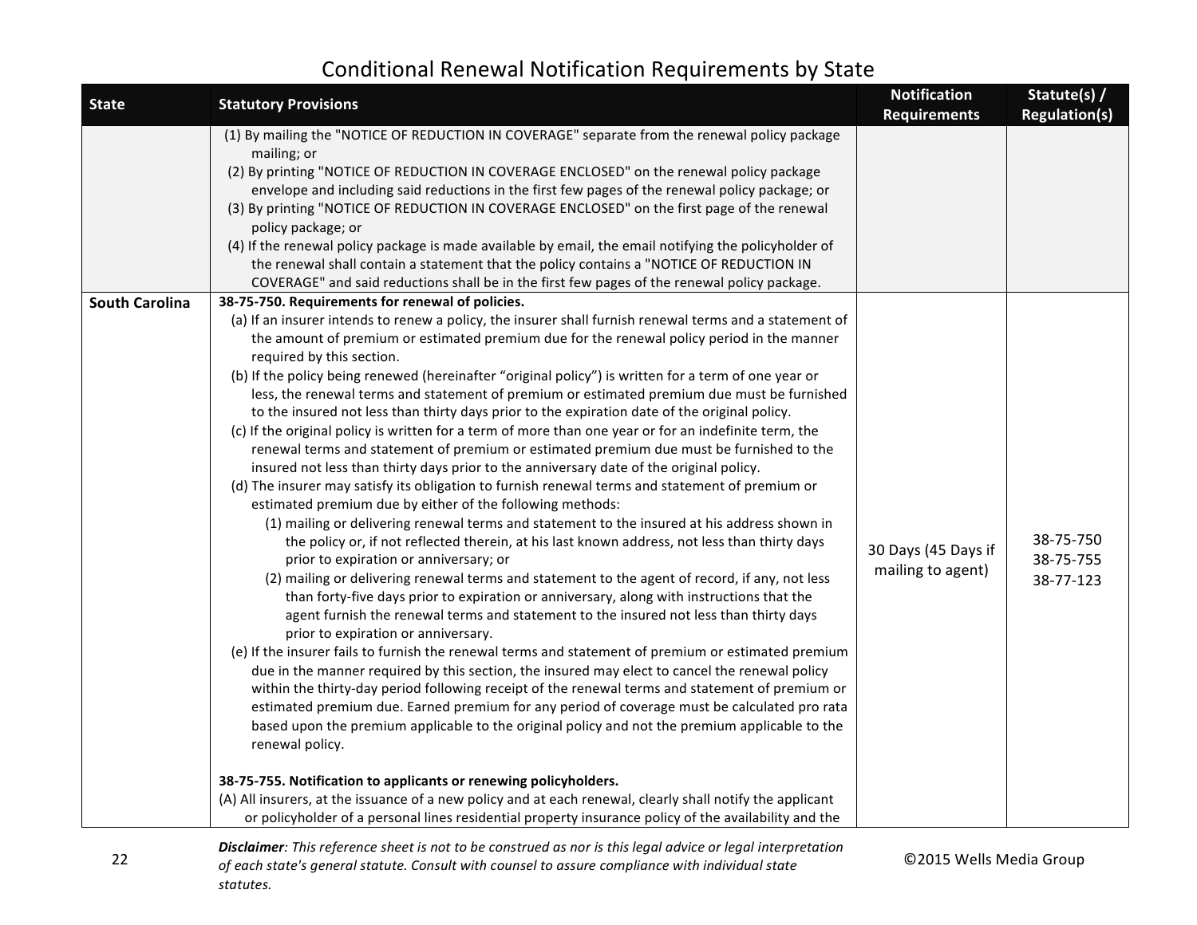# Conditional Renewal Notification Requirements by State

| State | Statutory Provisions | Notification Requirements | Statute(s) / Regulation(s) |
|---|---|---|---|
| | (1) By mailing the "NOTICE OF REDUCTION IN COVERAGE" separate from the renewal policy package mailing; or<br>(2) By printing "NOTICE OF REDUCTION IN COVERAGE ENCLOSED" on the renewal policy package envelope and including said reductions in the first few pages of the renewal policy package; or<br>(3) By printing "NOTICE OF REDUCTION IN COVERAGE ENCLOSED" on the first page of the renewal policy package; or<br>(4) If the renewal policy package is made available by email, the email notifying the policyholder of the renewal shall contain a statement that the policy contains a "NOTICE OF REDUCTION IN COVERAGE" and said reductions shall be in the first few pages of the renewal policy package. | | |
| **South Carolina** | **38-75-750. Requirements for renewal of policies.**<br>(a) If an insurer intends to renew a policy, the insurer shall furnish renewal terms and a statement of the amount of premium or estimated premium due for the renewal policy period in the manner required by this section.<br>(b) If the policy being renewed (hereinafter "original policy") is written for a term of one year or less, the renewal terms and statement of premium or estimated premium due must be furnished to the insured not less than thirty days prior to the expiration date of the original policy.<br>(c) If the original policy is written for a term of more than one year or for an indefinite term, the renewal terms and statement of premium or estimated premium due must be furnished to the insured not less than thirty days prior to the anniversary date of the original policy.<br>(d) The insurer may satisfy its obligation to furnish renewal terms and statement of premium or estimated premium due by either of the following methods:<br>(1) mailing or delivering renewal terms and statement to the insured at his address shown in the policy or, if not reflected therein, at his last known address, not less than thirty days prior to expiration or anniversary; or<br>(2) mailing or delivering renewal terms and statement to the agent of record, if any, not less than forty-five days prior to expiration or anniversary, along with instructions that the agent furnish the renewal terms and statement to the insured not less than thirty days prior to expiration or anniversary.<br>(e) If the insurer fails to furnish the renewal terms and statement of premium or estimated premium due in the manner required by this section, the insured may elect to cancel the renewal policy within the thirty-day period following receipt of the renewal terms and statement of premium or estimated premium due. Earned premium for any period of coverage must be calculated pro rata based upon the premium applicable to the original policy and not the premium applicable to the renewal policy.<br><br>**38-75-755. Notification to applicants or renewing policyholders.**<br>(A) All insurers, at the issuance of a new policy and at each renewal, clearly shall notify the applicant or policyholder of a personal lines residential property insurance policy of the availability and the | 30 Days (45 Days if mailing to agent) | 38-75-750<br>38-75-755<br>38-77-123 |

***Disclaimer**: This reference sheet is not to be construed as nor is this legal advice or legal interpretation of each state's general statute. Consult with counsel to assure compliance with individual state statutes.*

©2015 Wells Media Group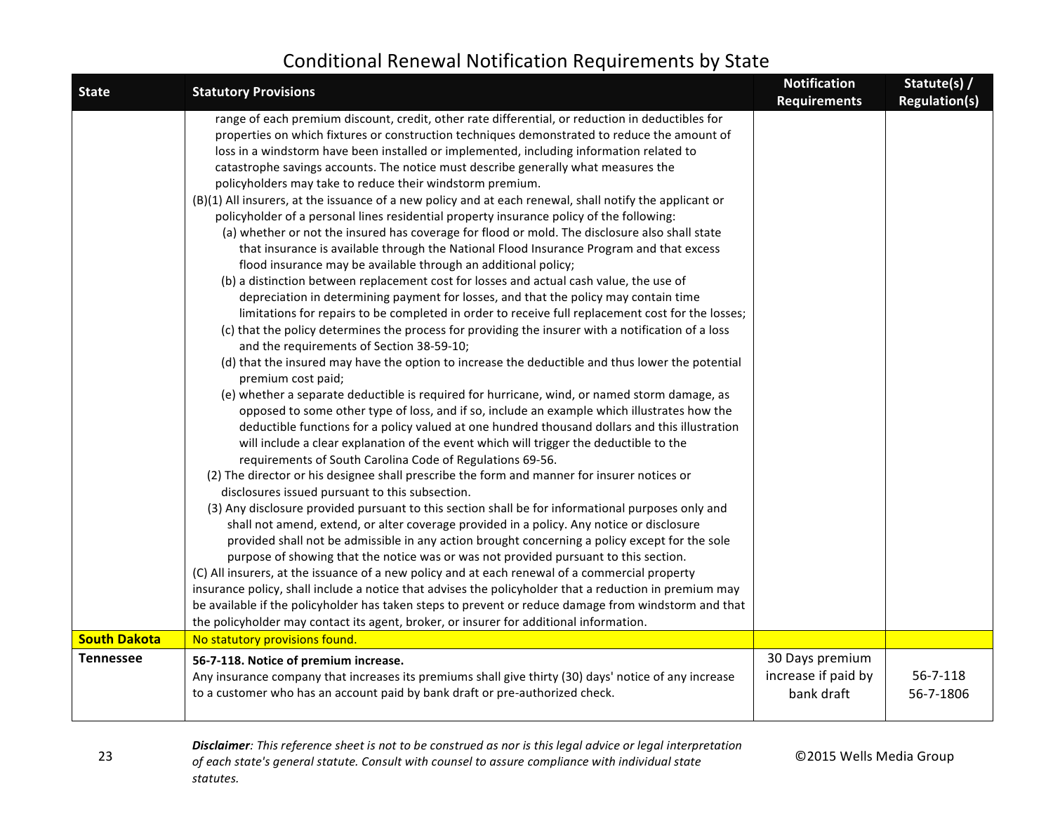# Conditional Renewal Notification Requirements by State

| State | Statutory Provisions | Notification Requirements | Statute(s) / Regulation(s) |
|---|---|---|---|
| | range of each premium discount, credit, other rate differential, or reduction in deductibles for properties on which fixtures or construction techniques demonstrated to reduce the amount of loss in a windstorm have been installed or implemented, including information related to catastrophe savings accounts. The notice must describe generally what measures the policyholders may take to reduce their windstorm premium.<br>(B)(1) All insurers, at the issuance of a new policy and at each renewal, shall notify the applicant or policyholder of a personal lines residential property insurance policy of the following:<br>(a) whether or not the insured has coverage for flood or mold. The disclosure also shall state that insurance is available through the National Flood Insurance Program and that excess flood insurance may be available through an additional policy;<br>(b) a distinction between replacement cost for losses and actual cash value, the use of depreciation in determining payment for losses, and that the policy may contain time limitations for repairs to be completed in order to receive full replacement cost for the losses;<br>(c) that the policy determines the process for providing the insurer with a notification of a loss and the requirements of Section 38-59-10;<br>(d) that the insured may have the option to increase the deductible and thus lower the potential premium cost paid;<br>(e) whether a separate deductible is required for hurricane, wind, or named storm damage, as opposed to some other type of loss, and if so, include an example which illustrates how the deductible functions for a policy valued at one hundred thousand dollars and this illustration will include a clear explanation of the event which will trigger the deductible to the requirements of South Carolina Code of Regulations 69-56.<br>(2) The director or his designee shall prescribe the form and manner for insurer notices or disclosures issued pursuant to this subsection.<br>(3) Any disclosure provided pursuant to this section shall be for informational purposes only and shall not amend, extend, or alter coverage provided in a policy. Any notice or disclosure provided shall not be admissible in any action brought concerning a policy except for the sole purpose of showing that the notice was or was not provided pursuant to this section.<br>(C) All insurers, at the issuance of a new policy and at each renewal of a commercial property insurance policy, shall include a notice that advises the policyholder that a reduction in premium may be available if the policyholder has taken steps to prevent or reduce damage from windstorm and that the policyholder may contact its agent, broker, or insurer for additional information. | | |
| **South Dakota** | No statutory provisions found. | | |
| **Tennessee** | **56-7-118. Notice of premium increase.**<br>Any insurance company that increases its premiums shall give thirty (30) days' notice of any increase to a customer who has an account paid by bank draft or pre-authorized check. | 30 Days premium increase if paid by bank draft | 56-7-118<br>56-7-1806 |

***Disclaimer****: This reference sheet is not to be construed as nor is this legal advice or legal interpretation of each state's general statute. Consult with counsel to assure compliance with individual state statutes.*

©2015 Wells Media Group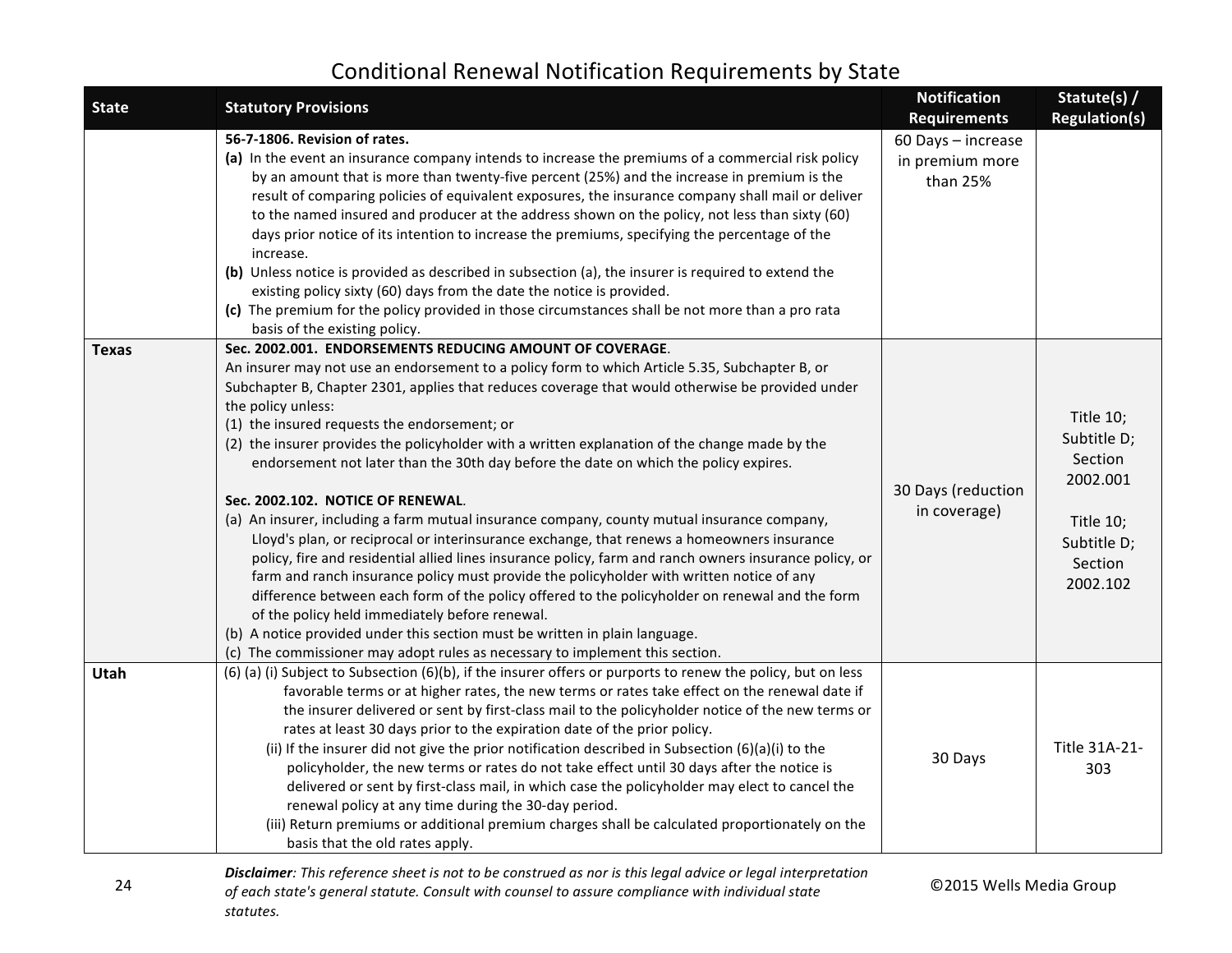# Conditional Renewal Notification Requirements by State

| State | Statutory Provisions | Notification Requirements | Statute(s) / Regulation(s) |
|---|---|---|---|
| | **56-7-1806. Revision of rates.**<br>**(a)** In the event an insurance company intends to increase the premiums of a commercial risk policy by an amount that is more than twenty-five percent (25%) and the increase in premium is the result of comparing policies of equivalent exposures, the insurance company shall mail or deliver to the named insured and producer at the address shown on the policy, not less than sixty (60) days prior notice of its intention to increase the premiums, specifying the percentage of the increase.<br>**(b)** Unless notice is provided as described in subsection (a), the insurer is required to extend the existing policy sixty (60) days from the date the notice is provided.<br>**(c)** The premium for the policy provided in those circumstances shall be not more than a pro rata basis of the existing policy. | 60 Days – increase in premium more than 25% | |
| **Texas** | **Sec. 2002.001. ENDORSEMENTS REDUCING AMOUNT OF COVERAGE**.<br>An insurer may not use an endorsement to a policy form to which Article 5.35, Subchapter B, or Subchapter B, Chapter 2301, applies that reduces coverage that would otherwise be provided under the policy unless:<br>(1) the insured requests the endorsement; or<br>(2) the insurer provides the policyholder with a written explanation of the change made by the endorsement not later than the 30th day before the date on which the policy expires.<br><br>**Sec. 2002.102. NOTICE OF RENEWAL**.<br>(a) An insurer, including a farm mutual insurance company, county mutual insurance company, Lloyd's plan, or reciprocal or interinsurance exchange, that renews a homeowners insurance policy, fire and residential allied lines insurance policy, farm and ranch owners insurance policy, or farm and ranch insurance policy must provide the policyholder with written notice of any difference between each form of the policy offered to the policyholder on renewal and the form of the policy held immediately before renewal.<br>(b) A notice provided under this section must be written in plain language.<br>(c) The commissioner may adopt rules as necessary to implement this section. | 30 Days (reduction in coverage) | Title 10; Subtitle D; Section 2002.001<br><br>Title 10; Subtitle D; Section 2002.102 |
| **Utah** | (6) (a) (i) Subject to Subsection (6)(b), if the insurer offers or purports to renew the policy, but on less favorable terms or at higher rates, the new terms or rates take effect on the renewal date if the insurer delivered or sent by first-class mail to the policyholder notice of the new terms or rates at least 30 days prior to the expiration date of the prior policy.<br>(ii) If the insurer did not give the prior notification described in Subsection (6)(a)(i) to the policyholder, the new terms or rates do not take effect until 30 days after the notice is delivered or sent by first-class mail, in which case the policyholder may elect to cancel the renewal policy at any time during the 30-day period.<br>(iii) Return premiums or additional premium charges shall be calculated proportionately on the basis that the old rates apply. | 30 Days | Title 31A-21-303 |

***Disclaimer**: This reference sheet is not to be construed as nor is this legal advice or legal interpretation of each state's general statute. Consult with counsel to assure compliance with individual state statutes.*

©2015 Wells Media Group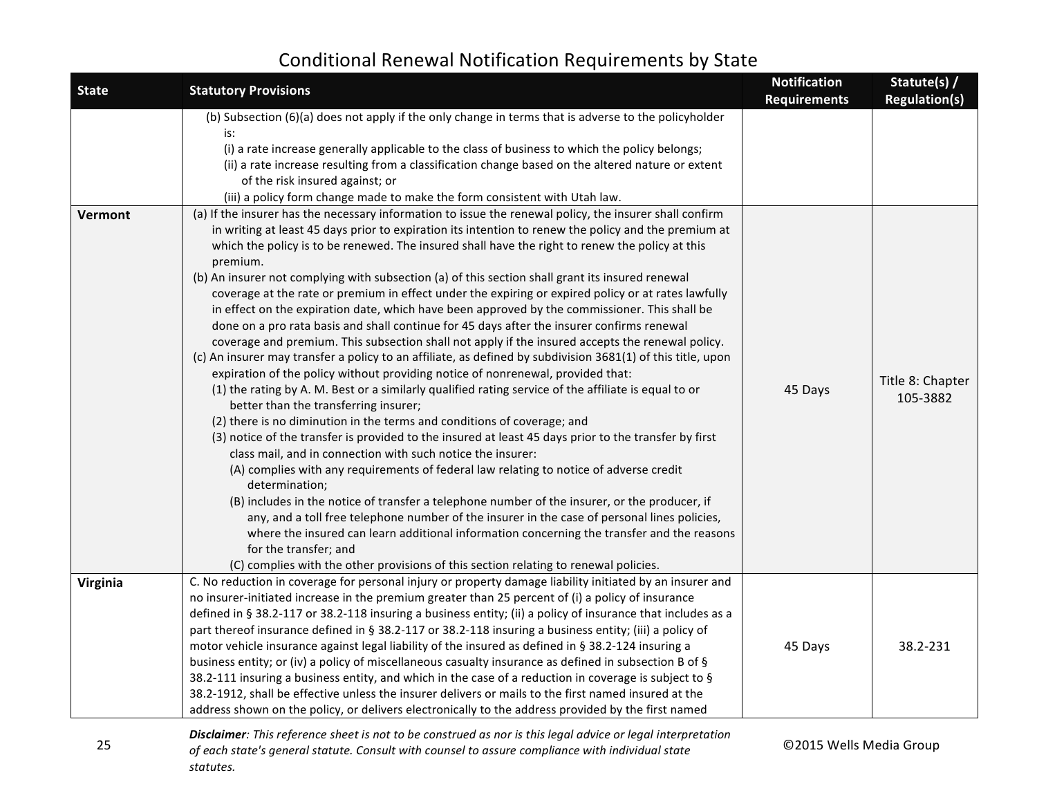# Conditional Renewal Notification Requirements by State

| State | Statutory Provisions | Notification Requirements | Statute(s) / Regulation(s) |
|---|---|---|---|
| | (b) Subsection (6)(a) does not apply if the only change in terms that is adverse to the policyholder is:<br>(i) a rate increase generally applicable to the class of business to which the policy belongs;<br>(ii) a rate increase resulting from a classification change based on the altered nature or extent of the risk insured against; or<br>(iii) a policy form change made to make the form consistent with Utah law. | | |
| **Vermont** | (a) If the insurer has the necessary information to issue the renewal policy, the insurer shall confirm in writing at least 45 days prior to expiration its intention to renew the policy and the premium at which the policy is to be renewed. The insured shall have the right to renew the policy at this premium.<br>(b) An insurer not complying with subsection (a) of this section shall grant its insured renewal coverage at the rate or premium in effect under the expiring or expired policy or at rates lawfully in effect on the expiration date, which have been approved by the commissioner. This shall be done on a pro rata basis and shall continue for 45 days after the insurer confirms renewal coverage and premium. This subsection shall not apply if the insured accepts the renewal policy.<br>(c) An insurer may transfer a policy to an affiliate, as defined by subdivision 3681(1) of this title, upon expiration of the policy without providing notice of nonrenewal, provided that:<br>(1) the rating by A. M. Best or a similarly qualified rating service of the affiliate is equal to or better than the transferring insurer;<br>(2) there is no diminution in the terms and conditions of coverage; and<br>(3) notice of the transfer is provided to the insured at least 45 days prior to the transfer by first class mail, and in connection with such notice the insurer:<br>(A) complies with any requirements of federal law relating to notice of adverse credit determination;<br>(B) includes in the notice of transfer a telephone number of the insurer, or the producer, if any, and a toll free telephone number of the insurer in the case of personal lines policies, where the insured can learn additional information concerning the transfer and the reasons for the transfer; and<br>(C) complies with the other provisions of this section relating to renewal policies. | 45 Days | Title 8: Chapter 105-3882 |
| **Virginia** | C. No reduction in coverage for personal injury or property damage liability initiated by an insurer and no insurer-initiated increase in the premium greater than 25 percent of (i) a policy of insurance defined in § 38.2-117 or 38.2-118 insuring a business entity; (ii) a policy of insurance that includes as a part thereof insurance defined in § 38.2-117 or 38.2-118 insuring a business entity; (iii) a policy of motor vehicle insurance against legal liability of the insured as defined in § 38.2-124 insuring a business entity; or (iv) a policy of miscellaneous casualty insurance as defined in subsection B of § 38.2-111 insuring a business entity, and which in the case of a reduction in coverage is subject to § 38.2-1912, shall be effective unless the insurer delivers or mails to the first named insured at the address shown on the policy, or delivers electronically to the address provided by the first named | 45 Days | 38.2-231 |

***Disclaimer**: This reference sheet is not to be construed as nor is this legal advice or legal interpretation of each state's general statute. Consult with counsel to assure compliance with individual state statutes.*

©2015 Wells Media Group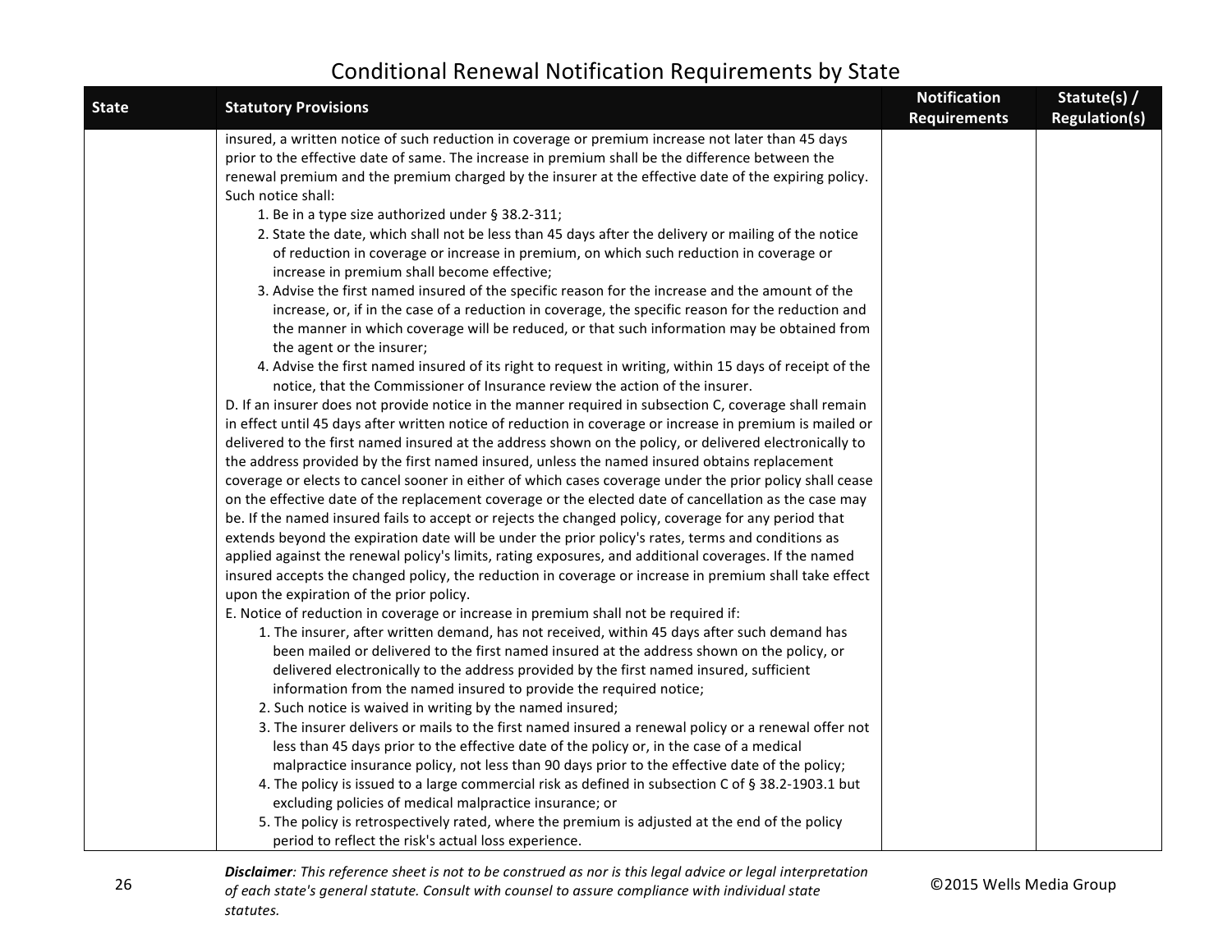# Conditional Renewal Notification Requirements by State

| State | Statutory Provisions | Notification Requirements | Statute(s) / Regulation(s) |
|---|---|---|---|
| | insured, a written notice of such reduction in coverage or premium increase not later than 45 days prior to the effective date of same. The increase in premium shall be the difference between the renewal premium and the premium charged by the insurer at the effective date of the expiring policy. Such notice shall:<br>1. Be in a type size authorized under § 38.2-311;<br>2. State the date, which shall not be less than 45 days after the delivery or mailing of the notice of reduction in coverage or increase in premium, on which such reduction in coverage or increase in premium shall become effective;<br>3. Advise the first named insured of the specific reason for the increase and the amount of the increase, or, if in the case of a reduction in coverage, the specific reason for the reduction and the manner in which coverage will be reduced, or that such information may be obtained from the agent or the insurer;<br>4. Advise the first named insured of its right to request in writing, within 15 days of receipt of the notice, that the Commissioner of Insurance review the action of the insurer.<br>D. If an insurer does not provide notice in the manner required in subsection C, coverage shall remain in effect until 45 days after written notice of reduction in coverage or increase in premium is mailed or delivered to the first named insured at the address shown on the policy, or delivered electronically to the address provided by the first named insured, unless the named insured obtains replacement coverage or elects to cancel sooner in either of which cases coverage under the prior policy shall cease on the effective date of the replacement coverage or the elected date of cancellation as the case may be. If the named insured fails to accept or rejects the changed policy, coverage for any period that extends beyond the expiration date will be under the prior policy's rates, terms and conditions as applied against the renewal policy's limits, rating exposures, and additional coverages. If the named insured accepts the changed policy, the reduction in coverage or increase in premium shall take effect upon the expiration of the prior policy.<br>E. Notice of reduction in coverage or increase in premium shall not be required if:<br>1. The insurer, after written demand, has not received, within 45 days after such demand has been mailed or delivered to the first named insured at the address shown on the policy, or delivered electronically to the address provided by the first named insured, sufficient information from the named insured to provide the required notice;<br>2. Such notice is waived in writing by the named insured;<br>3. The insurer delivers or mails to the first named insured a renewal policy or a renewal offer not less than 45 days prior to the effective date of the policy or, in the case of a medical malpractice insurance policy, not less than 90 days prior to the effective date of the policy;<br>4. The policy is issued to a large commercial risk as defined in subsection C of § 38.2-1903.1 but excluding policies of medical malpractice insurance; or<br>5. The policy is retrospectively rated, where the premium is adjusted at the end of the policy period to reflect the risk's actual loss experience. | | |

***Disclaimer**: This reference sheet is not to be construed as nor is this legal advice or legal interpretation of each state's general statute. Consult with counsel to assure compliance with individual state statutes.*

©2015 Wells Media Group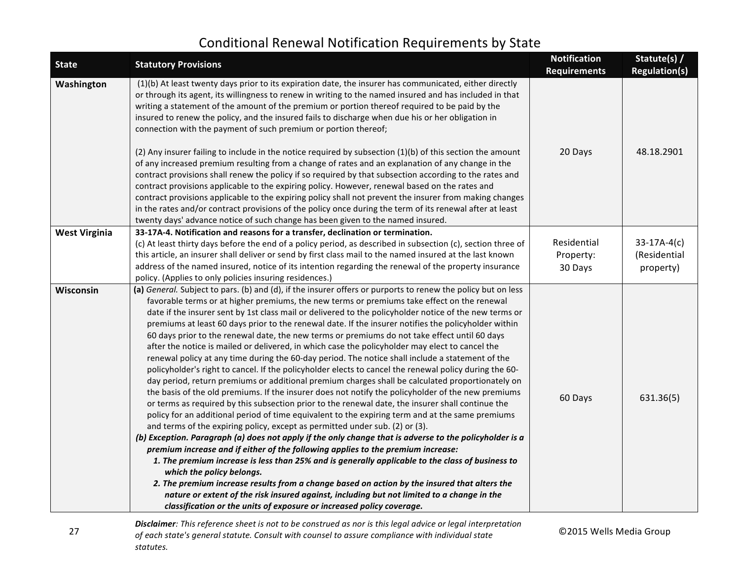# Conditional Renewal Notification Requirements by State

| State | Statutory Provisions | Notification Requirements | Statute(s) / Regulation(s) |
|---|---|---|---|
| **Washington** | (1)(b) At least twenty days prior to its expiration date, the insurer has communicated, either directly or through its agent, its willingness to renew in writing to the named insured and has included in that writing a statement of the amount of the premium or portion thereof required to be paid by the insured to renew the policy, and the insured fails to discharge when due his or her obligation in connection with the payment of such premium or portion thereof;<br><br>(2) Any insurer failing to include in the notice required by subsection (1)(b) of this section the amount of any increased premium resulting from a change of rates and an explanation of any change in the contract provisions shall renew the policy if so required by that subsection according to the rates and contract provisions applicable to the expiring policy. However, renewal based on the rates and contract provisions applicable to the expiring policy shall not prevent the insurer from making changes in the rates and/or contract provisions of the policy once during the term of its renewal after at least twenty days' advance notice of such change has been given to the named insured. | 20 Days | 48.18.2901 |
| **West Virginia** | **33-17A-4. Notification and reasons for a transfer, declination or termination.**<br>(c) At least thirty days before the end of a policy period, as described in subsection (c), section three of this article, an insurer shall deliver or send by first class mail to the named insured at the last known address of the named insured, notice of its intention regarding the renewal of the property insurance policy. (Applies to only policies insuring residences.) | Residential Property: 30 Days | 33-17A-4(c) (Residential property) |
| **Wisconsin** | **(a)** *General.* Subject to pars. (b) and (d), if the insurer offers or purports to renew the policy but on less favorable terms or at higher premiums, the new terms or premiums take effect on the renewal date if the insurer sent by 1st class mail or delivered to the policyholder notice of the new terms or premiums at least 60 days prior to the renewal date. If the insurer notifies the policyholder within 60 days prior to the renewal date, the new terms or premiums do not take effect until 60 days after the notice is mailed or delivered, in which case the policyholder may elect to cancel the renewal policy at any time during the 60-day period. The notice shall include a statement of the policyholder's right to cancel. If the policyholder elects to cancel the renewal policy during the 60-day period, return premiums or additional premium charges shall be calculated proportionately on the basis of the old premiums. If the insurer does not notify the policyholder of the new premiums or terms as required by this subsection prior to the renewal date, the insurer shall continue the policy for an additional period of time equivalent to the expiring term and at the same premiums and terms of the expiring policy, except as permitted under sub. (2) or (3).<br>***(b) Exception. Paragraph (a) does not apply if the only change that is adverse to the policyholder is a premium increase and if either of the following applies to the premium increase:***<br>***1. The premium increase is less than 25% and is generally applicable to the class of business to which the policy belongs.***<br>***2. The premium increase results from a change based on action by the insured that alters the nature or extent of the risk insured against, including but not limited to a change in the classification or the units of exposure or increased policy coverage.*** | 60 Days | 631.36(5) |

***Disclaimer****: This reference sheet is not to be construed as nor is this legal advice or legal interpretation of each state's general statute. Consult with counsel to assure compliance with individual state statutes.*

©2015 Wells Media Group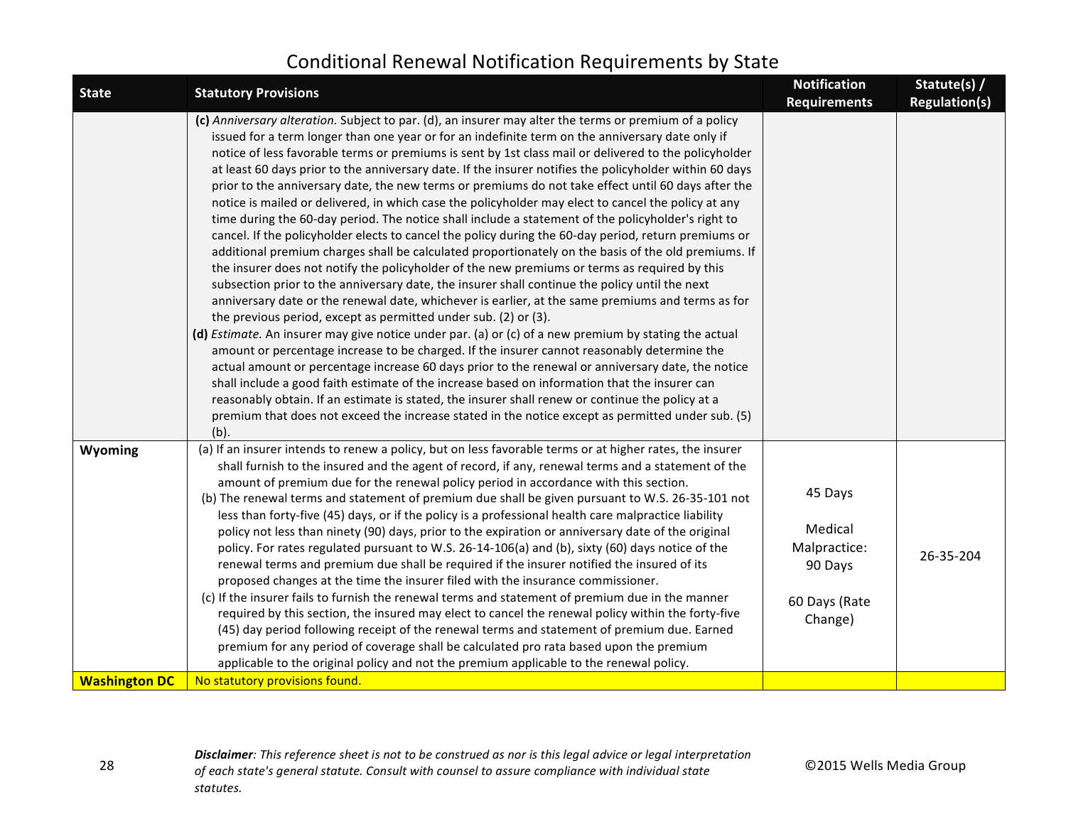# Conditional Renewal Notification Requirements by State

| State | Statutory Provisions | Notification Requirements | Statute(s) / Regulation(s) |
|---|---|---|---|
| | **(c)** *Anniversary alteration.* Subject to par. (d), an insurer may alter the terms or premium of a policy issued for a term longer than one year or for an indefinite term on the anniversary date only if notice of less favorable terms or premiums is sent by 1st class mail or delivered to the policyholder at least 60 days prior to the anniversary date. If the insurer notifies the policyholder within 60 days prior to the anniversary date, the new terms or premiums do not take effect until 60 days after the notice is mailed or delivered, in which case the policyholder may elect to cancel the policy at any time during the 60-day period. The notice shall include a statement of the policyholder's right to cancel. If the policyholder elects to cancel the policy during the 60-day period, return premiums or additional premium charges shall be calculated proportionately on the basis of the old premiums. If the insurer does not notify the policyholder of the new premiums or terms as required by this subsection prior to the anniversary date, the insurer shall continue the policy until the next anniversary date or the renewal date, whichever is earlier, at the same premiums and terms as for the previous period, except as permitted under sub. (2) or (3).<br>**(d)** *Estimate.* An insurer may give notice under par. (a) or (c) of a new premium by stating the actual amount or percentage increase to be charged. If the insurer cannot reasonably determine the actual amount or percentage increase 60 days prior to the renewal or anniversary date, the notice shall include a good faith estimate of the increase based on information that the insurer can reasonably obtain. If an estimate is stated, the insurer shall renew or continue the policy at a premium that does not exceed the increase stated in the notice except as permitted under sub. (5) (b). | | |
| **Wyoming** | (a) If an insurer intends to renew a policy, but on less favorable terms or at higher rates, the insurer shall furnish to the insured and the agent of record, if any, renewal terms and a statement of the amount of premium due for the renewal policy period in accordance with this section.<br>(b) The renewal terms and statement of premium due shall be given pursuant to W.S. 26-35-101 not less than forty-five (45) days, or if the policy is a professional health care malpractice liability policy not less than ninety (90) days, prior to the expiration or anniversary date of the original policy. For rates regulated pursuant to W.S. 26-14-106(a) and (b), sixty (60) days notice of the renewal terms and premium due shall be required if the insurer notified the insured of its proposed changes at the time the insurer filed with the insurance commissioner.<br>(c) If the insurer fails to furnish the renewal terms and statement of premium due in the manner required by this section, the insured may elect to cancel the renewal policy within the forty-five (45) day period following receipt of the renewal terms and statement of premium due. Earned premium for any period of coverage shall be calculated pro rata based upon the premium applicable to the original policy and not the premium applicable to the renewal policy. | 45 Days<br><br>Medical Malpractice: 90 Days<br><br>60 Days (Rate Change) | 26-35-204 |
| **Washington DC** | No statutory provisions found. | | |

***Disclaimer****: This reference sheet is not to be construed as nor is this legal advice or legal interpretation of each state's general statute. Consult with counsel to assure compliance with individual state statutes.*

©2015 Wells Media Group